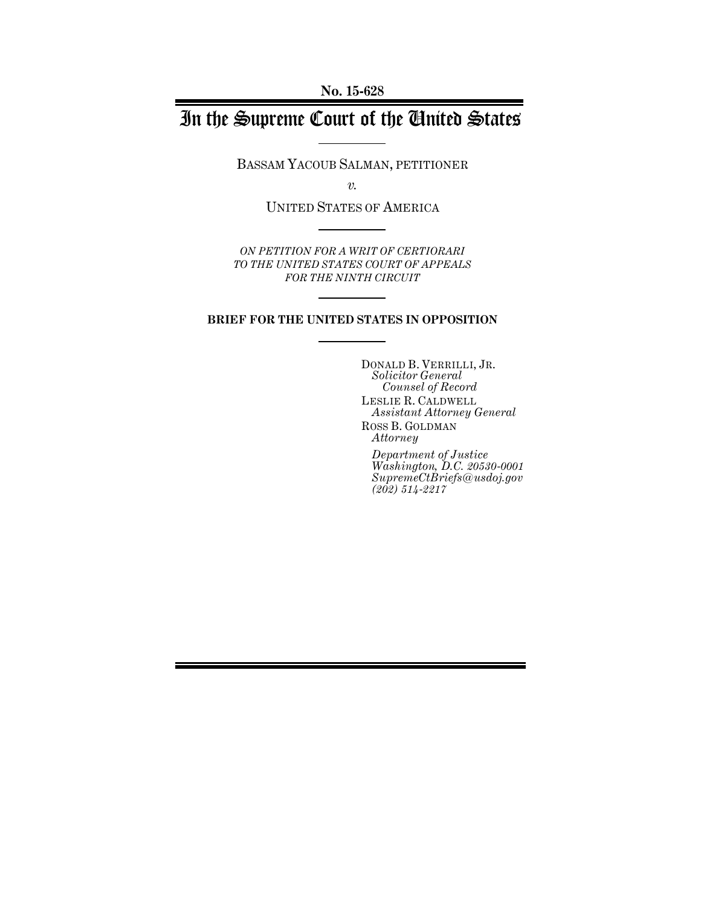**No. 15-628**

# In the Supreme Court of the United States

BASSAM YACOUB SALMAN, PETITIONER

*v.*

UNITED STATES OF AMERICA

*ON PETITION FOR A WRIT OF CERTIORARI TO THE UNITED STATES COURT OF APPEALS FOR THE NINTH CIRCUIT*

**BRIEF FOR THE UNITED STATES IN OPPOSITION**

DONALD B. VERRILLI, JR.
*Solicitor General*
*Counsel of Record*

LESLIE R. CALDWELL
*Assistant Attorney General*

ROSS B. GOLDMAN
*Attorney*

*Department of Justice*
*Washington, D.C. 20530-0001*
*SupremeCtBriefs@usdoj.gov*
*(202) 514-2217*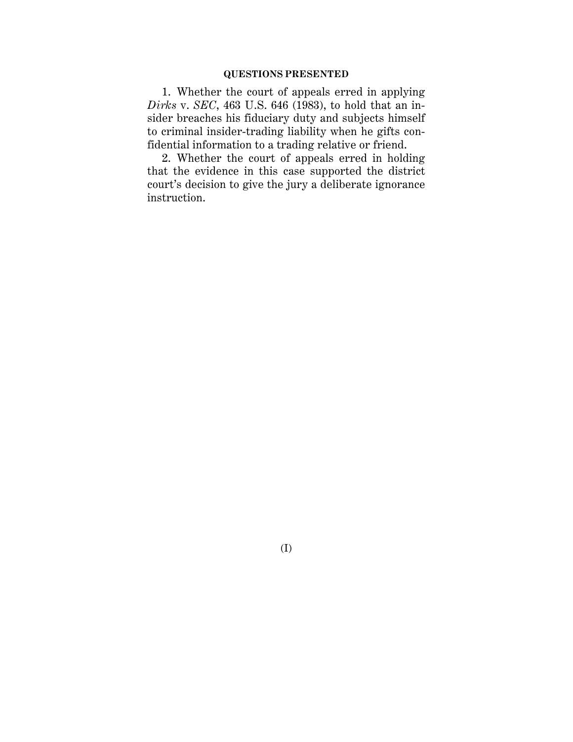## QUESTIONS PRESENTED

1. Whether the court of appeals erred in applying *Dirks* v. *SEC*, 463 U.S. 646 (1983), to hold that an insider breaches his fiduciary duty and subjects himself to criminal insider-trading liability when he gifts confidential information to a trading relative or friend.

2. Whether the court of appeals erred in holding that the evidence in this case supported the district court's decision to give the jury a deliberate ignorance instruction.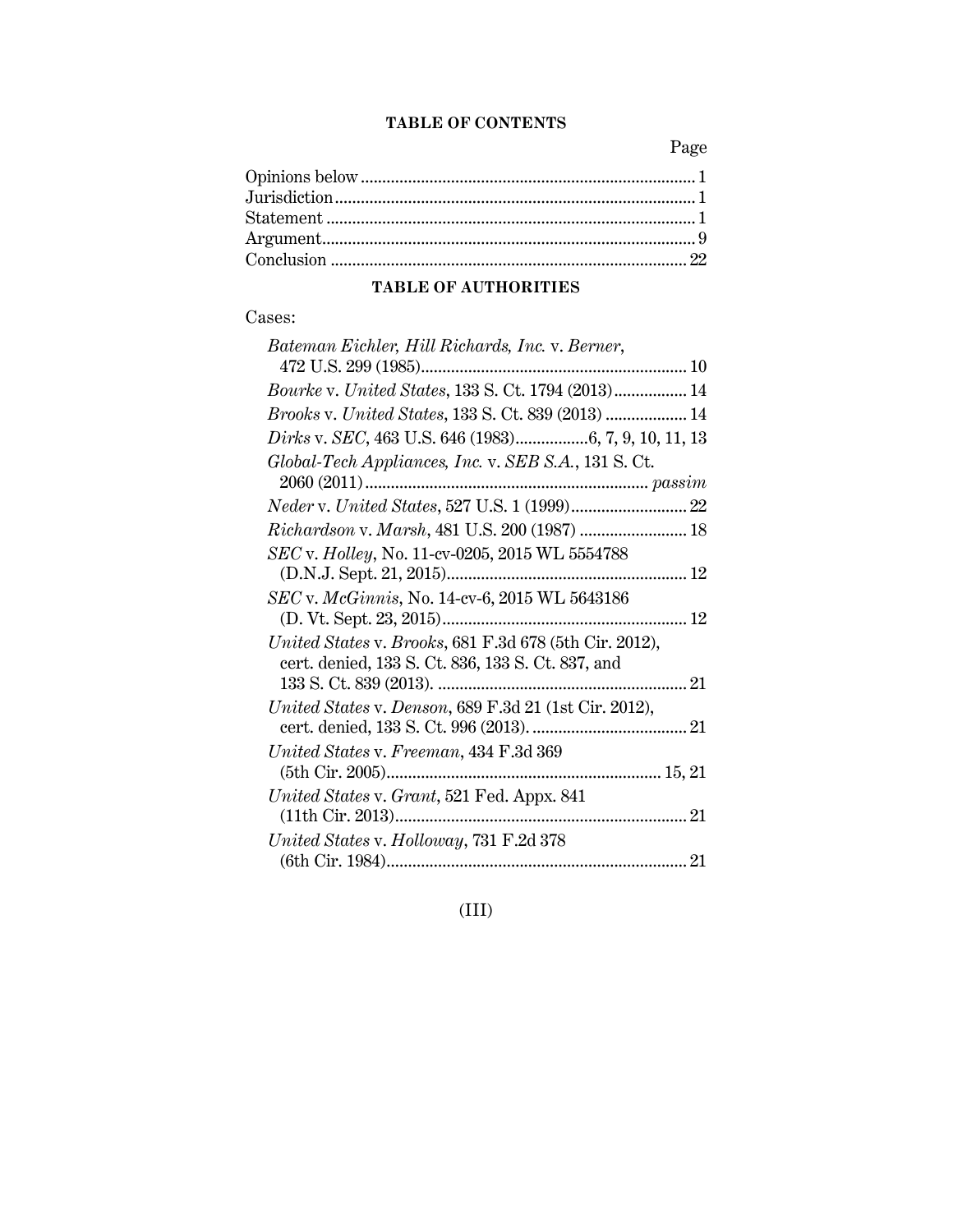## TABLE OF CONTENTS

| | Page |
|---|---|
| Opinions below | 1 |
| Jurisdiction | 1 |
| Statement | 1 |
| Argument | 9 |
| Conclusion | 22 |

## TABLE OF AUTHORITIES

Cases:

| | |
|---|---|
| *Bateman Eichler, Hill Richards, Inc.* v. *Berner*, 472 U.S. 299 (1985) | 10 |
| *Bourke* v. *United States*, 133 S. Ct. 1794 (2013) | 14 |
| *Brooks* v. *United States*, 133 S. Ct. 839 (2013) | 14 |
| *Dirks* v. *SEC*, 463 U.S. 646 (1983) | 6, 7, 9, 10, 11, 13 |
| *Global-Tech Appliances, Inc.* v. *SEB S.A.*, 131 S. Ct. 2060 (2011) | *passim* |
| *Neder* v. *United States*, 527 U.S. 1 (1999) | 22 |
| *Richardson* v. *Marsh*, 481 U.S. 200 (1987) | 18 |
| *SEC* v. *Holley*, No. 11-cv-0205, 2015 WL 5554788 (D.N.J. Sept. 21, 2015) | 12 |
| *SEC* v. *McGinnis*, No. 14-cv-6, 2015 WL 5643186 (D. Vt. Sept. 23, 2015) | 12 |
| *United States* v. *Brooks*, 681 F.3d 678 (5th Cir. 2012), cert. denied, 133 S. Ct. 836, 133 S. Ct. 837, and 133 S. Ct. 839 (2013). | 21 |
| *United States* v. *Denson*, 689 F.3d 21 (1st Cir. 2012), cert. denied, 133 S. Ct. 996 (2013). | 21 |
| *United States* v. *Freeman*, 434 F.3d 369 (5th Cir. 2005) | 15, 21 |
| *United States* v. *Grant*, 521 Fed. Appx. 841 (11th Cir. 2013) | 21 |
| *United States* v. *Holloway*, 731 F.2d 378 (6th Cir. 1984) | 21 |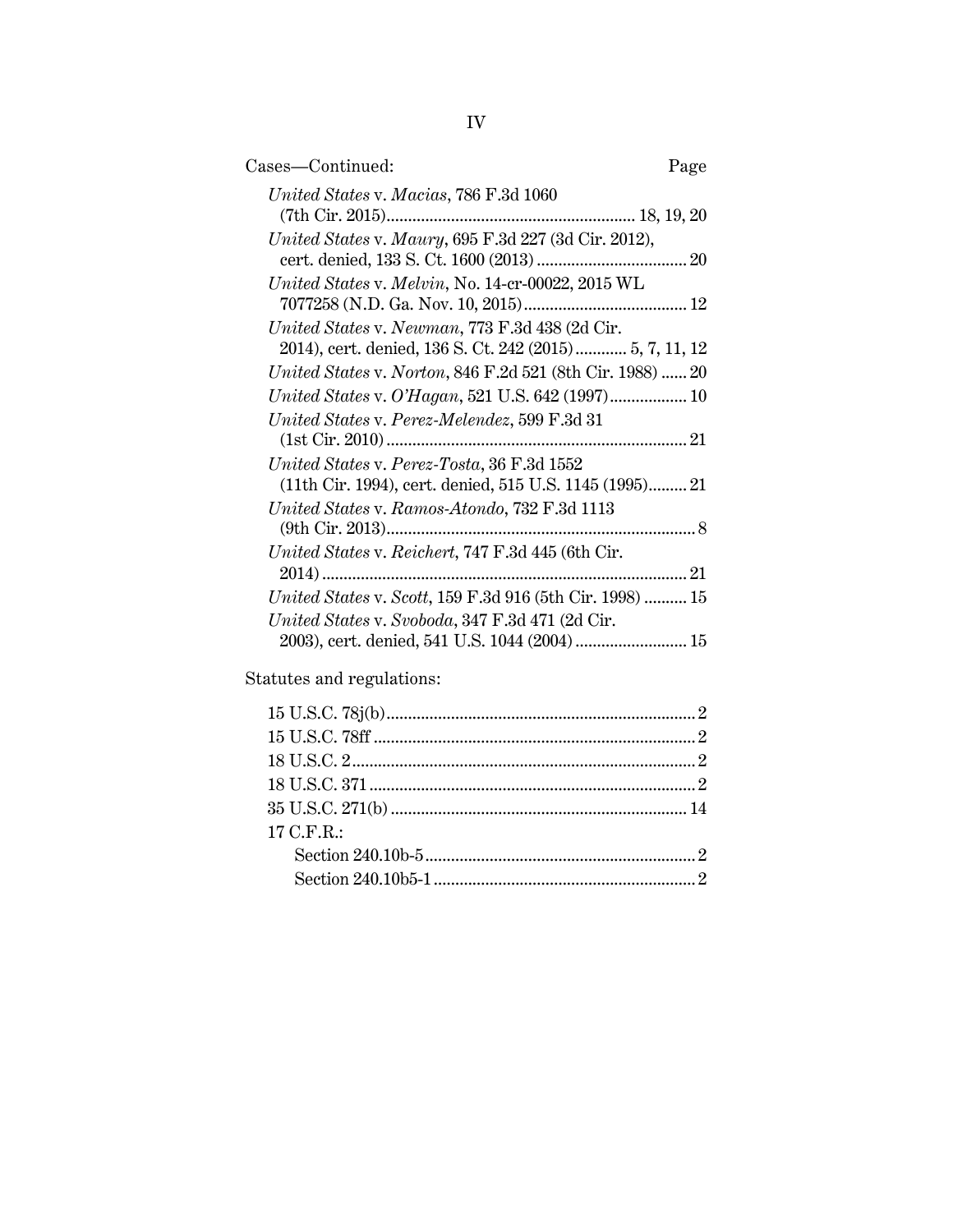Cases—Continued: Page

*United States* v. *Macias*, 786 F.3d 1060 (7th Cir. 2015) ... 18, 19, 20

*United States* v. *Maury*, 695 F.3d 227 (3d Cir. 2012), cert. denied, 133 S. Ct. 1600 (2013) ... 20

*United States* v. *Melvin*, No. 14-cr-00022, 2015 WL 7077258 (N.D. Ga. Nov. 10, 2015) ... 12

*United States* v. *Newman*, 773 F.3d 438 (2d Cir. 2014), cert. denied, 136 S. Ct. 242 (2015) ... 5, 7, 11, 12

*United States* v. *Norton*, 846 F.2d 521 (8th Cir. 1988) ... 20

*United States* v. *O'Hagan*, 521 U.S. 642 (1997) ... 10

*United States* v. *Perez-Melendez*, 599 F.3d 31 (1st Cir. 2010) ... 21

*United States* v. *Perez-Tosta*, 36 F.3d 1552 (11th Cir. 1994), cert. denied, 515 U.S. 1145 (1995) ... 21

*United States* v. *Ramos-Atondo*, 732 F.3d 1113 (9th Cir. 2013) ... 8

*United States* v. *Reichert*, 747 F.3d 445 (6th Cir. 2014) ... 21

*United States* v. *Scott*, 159 F.3d 916 (5th Cir. 1998) ... 15

*United States* v. *Svoboda*, 347 F.3d 471 (2d Cir. 2003), cert. denied, 541 U.S. 1044 (2004) ... 15

Statutes and regulations:

15 U.S.C. 78j(b) ... 2

15 U.S.C. 78ff ... 2

18 U.S.C. 2 ... 2

18 U.S.C. 371 ... 2

35 U.S.C. 271(b) ... 14

17 C.F.R.:

- Section 240.10b-5 ... 2
- Section 240.10b5-1 ... 2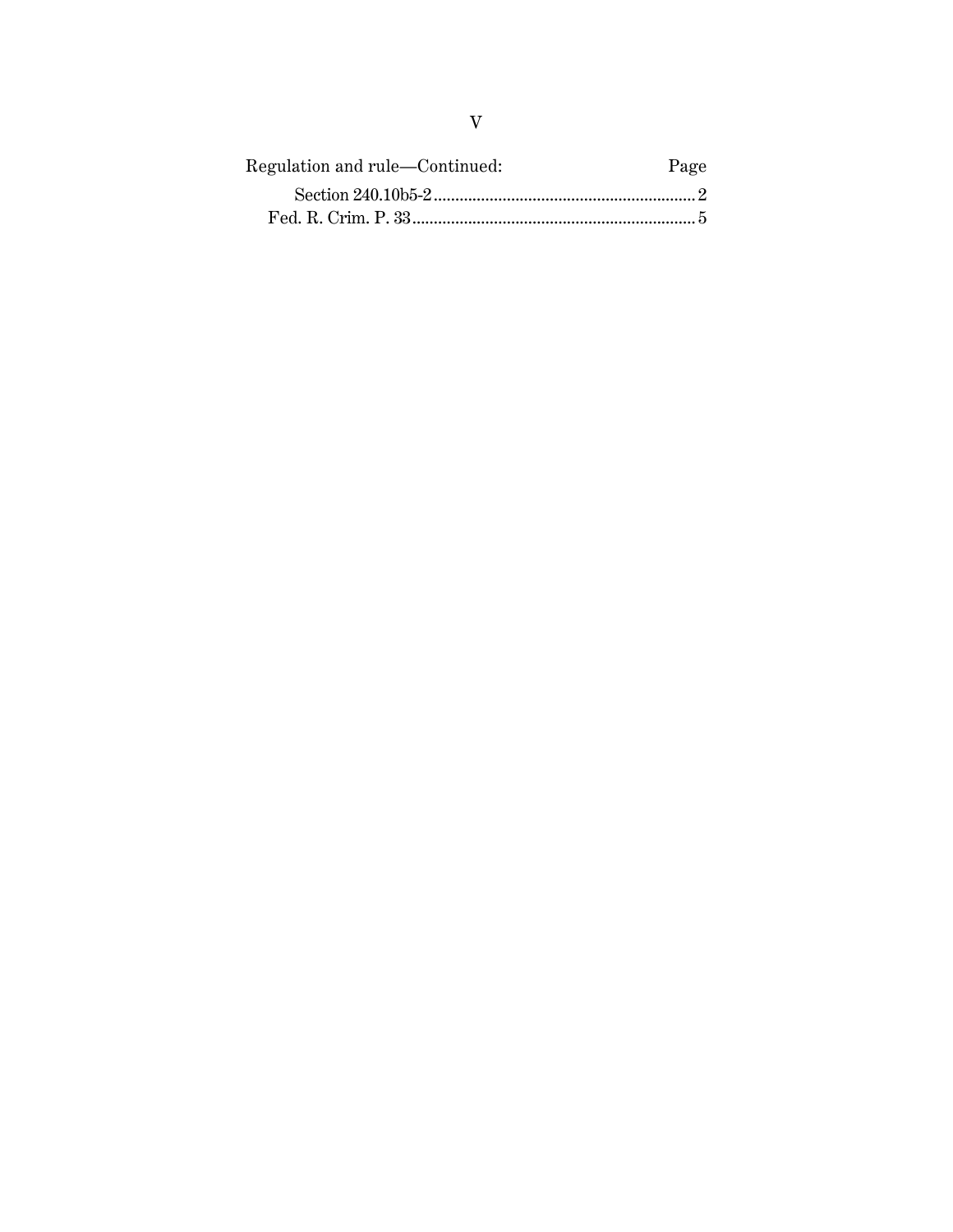| Regulation and rule—Continued: | Page |
| --- | --- |
| Section 240.10b5-2 | 2 |
| Fed. R. Crim. P. 33 | 5 |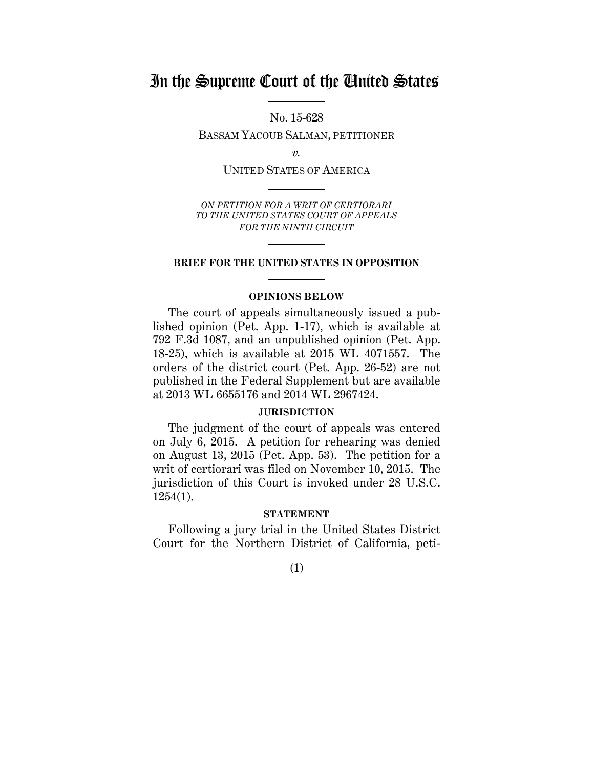# In the Supreme Court of the United States

No. 15-628

BASSAM YACOUB SALMAN, PETITIONER

*v.*

UNITED STATES OF AMERICA

*ON PETITION FOR A WRIT OF CERTIORARI TO THE UNITED STATES COURT OF APPEALS FOR THE NINTH CIRCUIT*

**BRIEF FOR THE UNITED STATES IN OPPOSITION**

**OPINIONS BELOW**

The court of appeals simultaneously issued a published opinion (Pet. App. 1-17), which is available at 792 F.3d 1087, and an unpublished opinion (Pet. App. 18-25), which is available at 2015 WL 4071557. The orders of the district court (Pet. App. 26-52) are not published in the Federal Supplement but are available at 2013 WL 6655176 and 2014 WL 2967424.

**JURISDICTION**

The judgment of the court of appeals was entered on July 6, 2015. A petition for rehearing was denied on August 13, 2015 (Pet. App. 53). The petition for a writ of certiorari was filed on November 10, 2015. The jurisdiction of this Court is invoked under 28 U.S.C. 1254(1).

**STATEMENT**

Following a jury trial in the United States District Court for the Northern District of California, peti-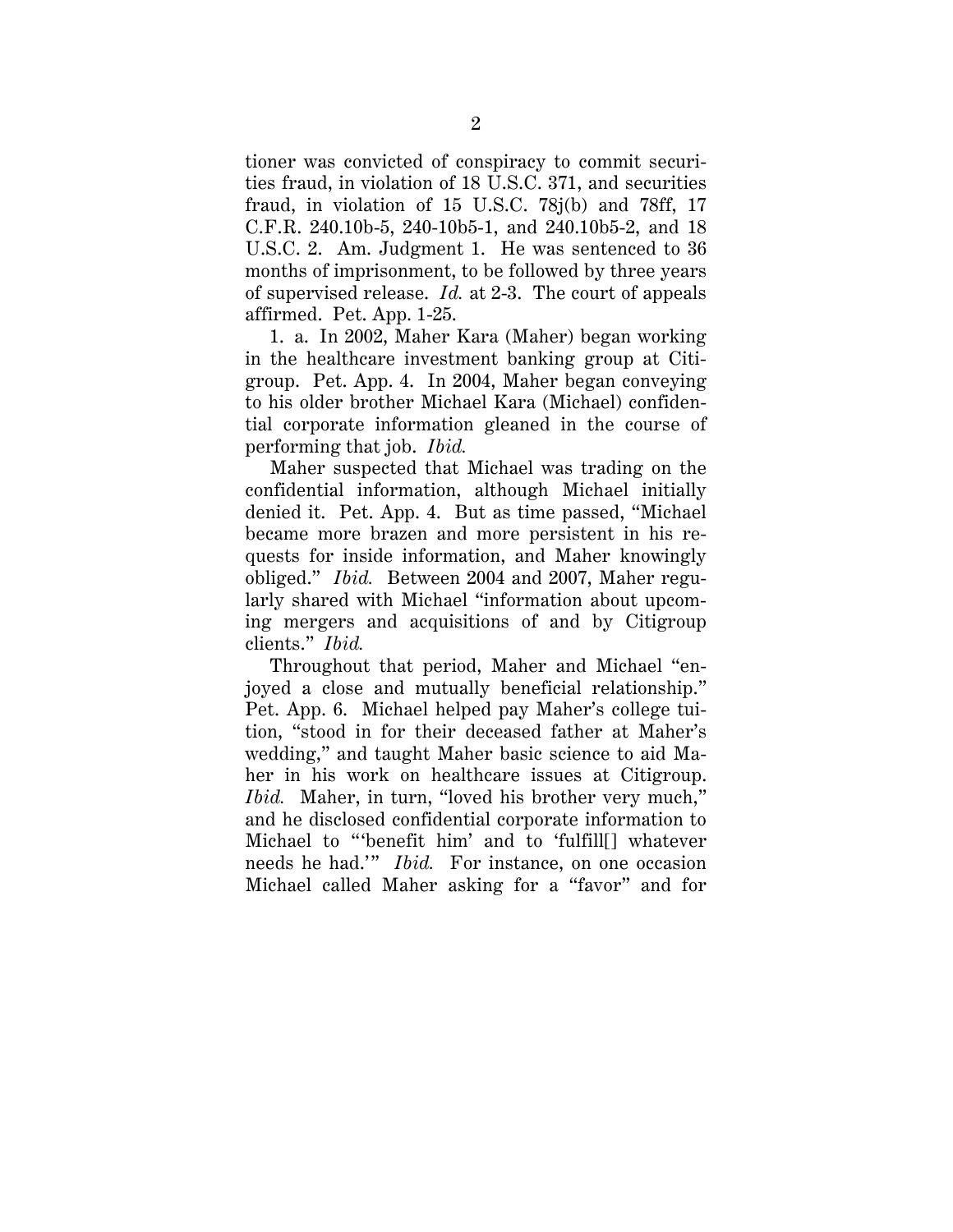tioner was convicted of conspiracy to commit securities fraud, in violation of 18 U.S.C. 371, and securities fraud, in violation of 15 U.S.C. 78j(b) and 78ff, 17 C.F.R. 240.10b-5, 240-10b5-1, and 240.10b5-2, and 18 U.S.C. 2. Am. Judgment 1. He was sentenced to 36 months of imprisonment, to be followed by three years of supervised release. *Id.* at 2-3. The court of appeals affirmed. Pet. App. 1-25.

1. a. In 2002, Maher Kara (Maher) began working in the healthcare investment banking group at Citigroup. Pet. App. 4. In 2004, Maher began conveying to his older brother Michael Kara (Michael) confidential corporate information gleaned in the course of performing that job. *Ibid.*

Maher suspected that Michael was trading on the confidential information, although Michael initially denied it. Pet. App. 4. But as time passed, "Michael became more brazen and more persistent in his requests for inside information, and Maher knowingly obliged." *Ibid.* Between 2004 and 2007, Maher regularly shared with Michael "information about upcoming mergers and acquisitions of and by Citigroup clients." *Ibid.*

Throughout that period, Maher and Michael "enjoyed a close and mutually beneficial relationship." Pet. App. 6. Michael helped pay Maher's college tuition, "stood in for their deceased father at Maher's wedding," and taught Maher basic science to aid Maher in his work on healthcare issues at Citigroup. *Ibid.* Maher, in turn, "loved his brother very much," and he disclosed confidential corporate information to Michael to "'benefit him' and to 'fulfill[] whatever needs he had.'" *Ibid.* For instance, on one occasion Michael called Maher asking for a "favor" and for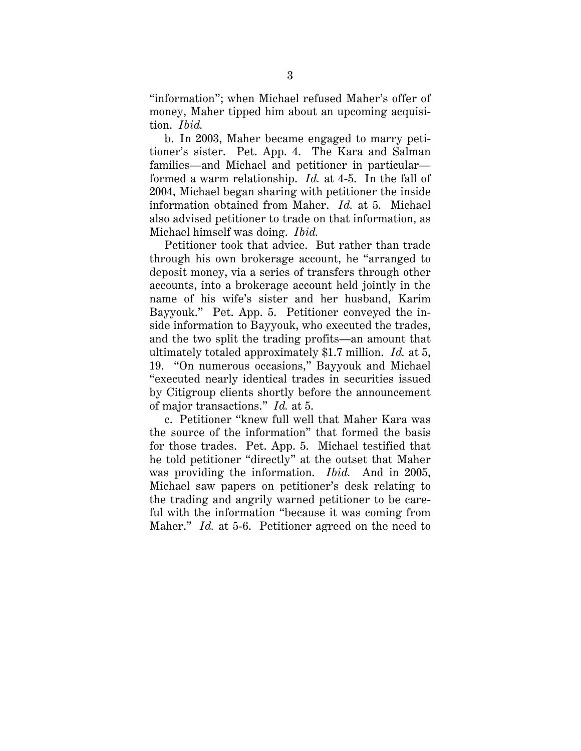"information"; when Michael refused Maher's offer of money, Maher tipped him about an upcoming acquisition. *Ibid.*

b. In 2003, Maher became engaged to marry petitioner's sister. Pet. App. 4. The Kara and Salman families—and Michael and petitioner in particular—formed a warm relationship. *Id.* at 4-5. In the fall of 2004, Michael began sharing with petitioner the inside information obtained from Maher. *Id.* at 5. Michael also advised petitioner to trade on that information, as Michael himself was doing. *Ibid.*

Petitioner took that advice. But rather than trade through his own brokerage account, he "arranged to deposit money, via a series of transfers through other accounts, into a brokerage account held jointly in the name of his wife's sister and her husband, Karim Bayyouk." Pet. App. 5. Petitioner conveyed the inside information to Bayyouk, who executed the trades, and the two split the trading profits—an amount that ultimately totaled approximately $1.7 million. *Id.* at 5, 19. "On numerous occasions," Bayyouk and Michael "executed nearly identical trades in securities issued by Citigroup clients shortly before the announcement of major transactions." *Id.* at 5.

c. Petitioner "knew full well that Maher Kara was the source of the information" that formed the basis for those trades. Pet. App. 5. Michael testified that he told petitioner "directly" at the outset that Maher was providing the information. *Ibid.* And in 2005, Michael saw papers on petitioner's desk relating to the trading and angrily warned petitioner to be careful with the information "because it was coming from Maher." *Id.* at 5-6. Petitioner agreed on the need to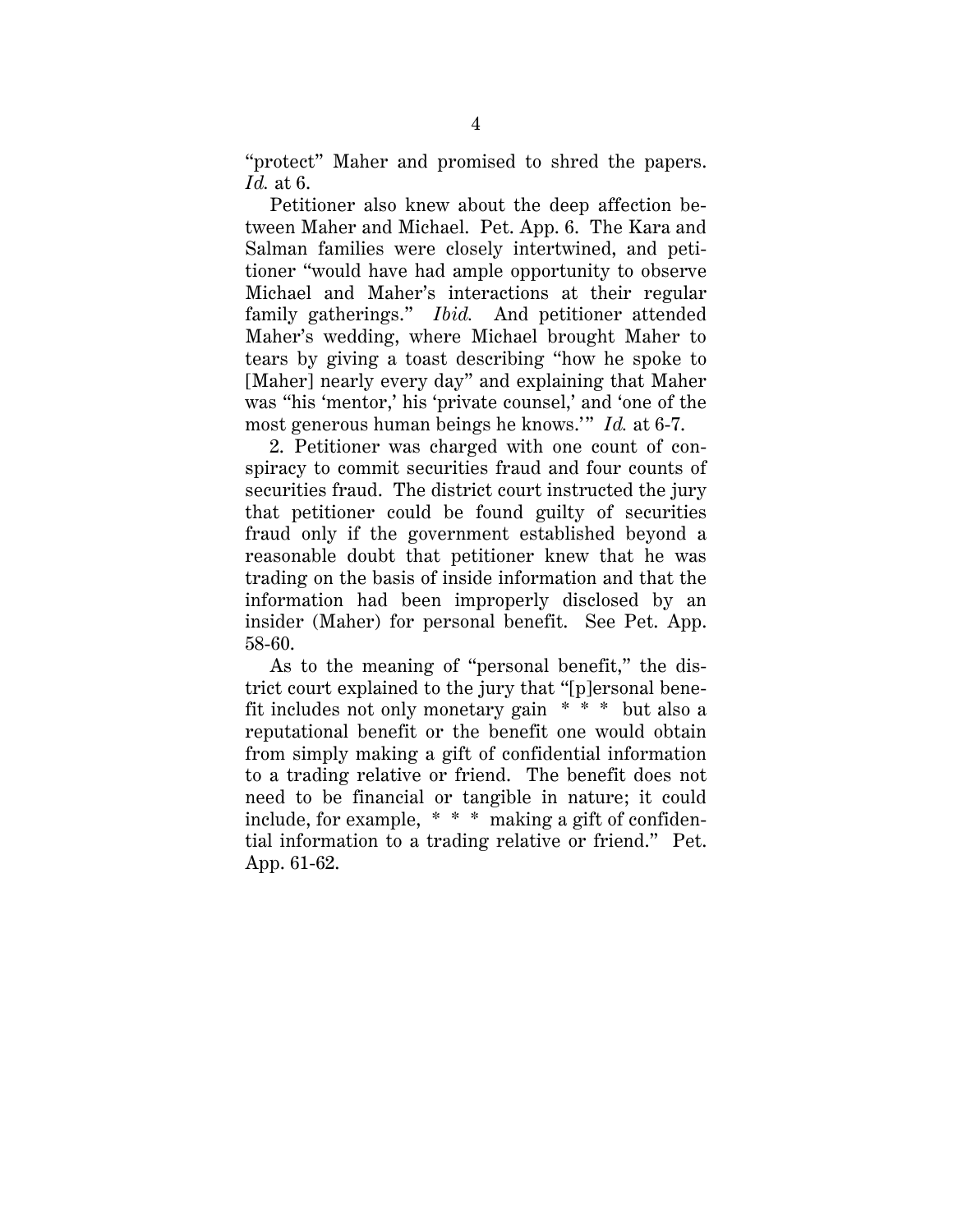"protect" Maher and promised to shred the papers. *Id.* at 6.

Petitioner also knew about the deep affection between Maher and Michael. Pet. App. 6. The Kara and Salman families were closely intertwined, and petitioner "would have had ample opportunity to observe Michael and Maher's interactions at their regular family gatherings." *Ibid.* And petitioner attended Maher's wedding, where Michael brought Maher to tears by giving a toast describing "how he spoke to [Maher] nearly every day" and explaining that Maher was "his 'mentor,' his 'private counsel,' and 'one of the most generous human beings he knows.'" *Id.* at 6-7.

2. Petitioner was charged with one count of conspiracy to commit securities fraud and four counts of securities fraud. The district court instructed the jury that petitioner could be found guilty of securities fraud only if the government established beyond a reasonable doubt that petitioner knew that he was trading on the basis of inside information and that the information had been improperly disclosed by an insider (Maher) for personal benefit. See Pet. App. 58-60.

As to the meaning of "personal benefit," the district court explained to the jury that "[p]ersonal benefit includes not only monetary gain * * * but also a reputational benefit or the benefit one would obtain from simply making a gift of confidential information to a trading relative or friend. The benefit does not need to be financial or tangible in nature; it could include, for example, * * * making a gift of confidential information to a trading relative or friend." Pet. App. 61-62.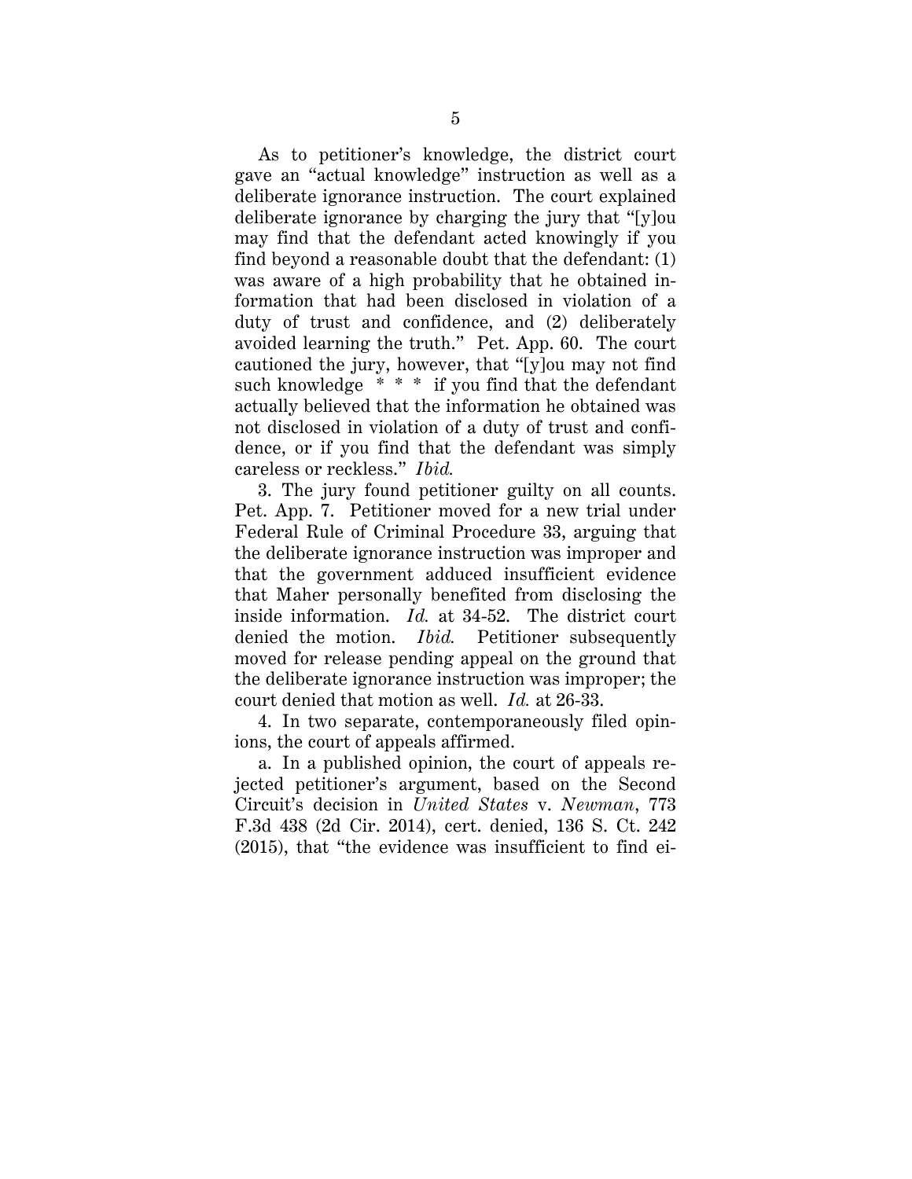As to petitioner's knowledge, the district court gave an "actual knowledge" instruction as well as a deliberate ignorance instruction. The court explained deliberate ignorance by charging the jury that "[y]ou may find that the defendant acted knowingly if you find beyond a reasonable doubt that the defendant: (1) was aware of a high probability that he obtained information that had been disclosed in violation of a duty of trust and confidence, and (2) deliberately avoided learning the truth." Pet. App. 60. The court cautioned the jury, however, that "[y]ou may not find such knowledge * * * if you find that the defendant actually believed that the information he obtained was not disclosed in violation of a duty of trust and confidence, or if you find that the defendant was simply careless or reckless." *Ibid.*

3. The jury found petitioner guilty on all counts. Pet. App. 7. Petitioner moved for a new trial under Federal Rule of Criminal Procedure 33, arguing that the deliberate ignorance instruction was improper and that the government adduced insufficient evidence that Maher personally benefited from disclosing the inside information. *Id.* at 34-52. The district court denied the motion. *Ibid.* Petitioner subsequently moved for release pending appeal on the ground that the deliberate ignorance instruction was improper; the court denied that motion as well. *Id.* at 26-33.

4. In two separate, contemporaneously filed opinions, the court of appeals affirmed.

a. In a published opinion, the court of appeals rejected petitioner's argument, based on the Second Circuit's decision in *United States* v. *Newman*, 773 F.3d 438 (2d Cir. 2014), cert. denied, 136 S. Ct. 242 (2015), that "the evidence was insufficient to find ei-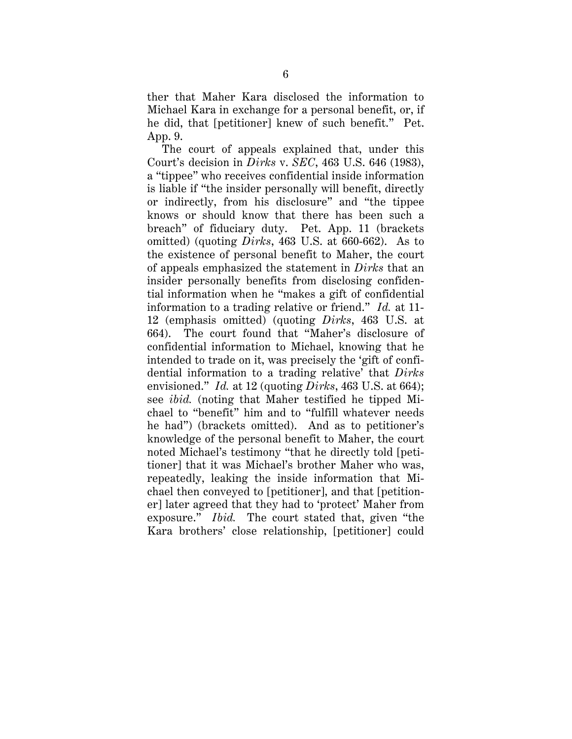ther that Maher Kara disclosed the information to Michael Kara in exchange for a personal benefit, or, if he did, that [petitioner] knew of such benefit." Pet. App. 9.

The court of appeals explained that, under this Court's decision in *Dirks* v. *SEC*, 463 U.S. 646 (1983), a "tippee" who receives confidential inside information is liable if "the insider personally will benefit, directly or indirectly, from his disclosure" and "the tippee knows or should know that there has been such a breach" of fiduciary duty. Pet. App. 11 (brackets omitted) (quoting *Dirks*, 463 U.S. at 660-662). As to the existence of personal benefit to Maher, the court of appeals emphasized the statement in *Dirks* that an insider personally benefits from disclosing confidential information when he "makes a gift of confidential information to a trading relative or friend." *Id.* at 11-12 (emphasis omitted) (quoting *Dirks*, 463 U.S. at 664). The court found that "Maher's disclosure of confidential information to Michael, knowing that he intended to trade on it, was precisely the 'gift of confidential information to a trading relative' that *Dirks* envisioned." *Id.* at 12 (quoting *Dirks*, 463 U.S. at 664); see *ibid.* (noting that Maher testified he tipped Michael to "benefit" him and to "fulfill whatever needs he had") (brackets omitted). And as to petitioner's knowledge of the personal benefit to Maher, the court noted Michael's testimony "that he directly told [petitioner] that it was Michael's brother Maher who was, repeatedly, leaking the inside information that Michael then conveyed to [petitioner], and that [petitioner] later agreed that they had to 'protect' Maher from exposure." *Ibid.* The court stated that, given "the Kara brothers' close relationship, [petitioner] could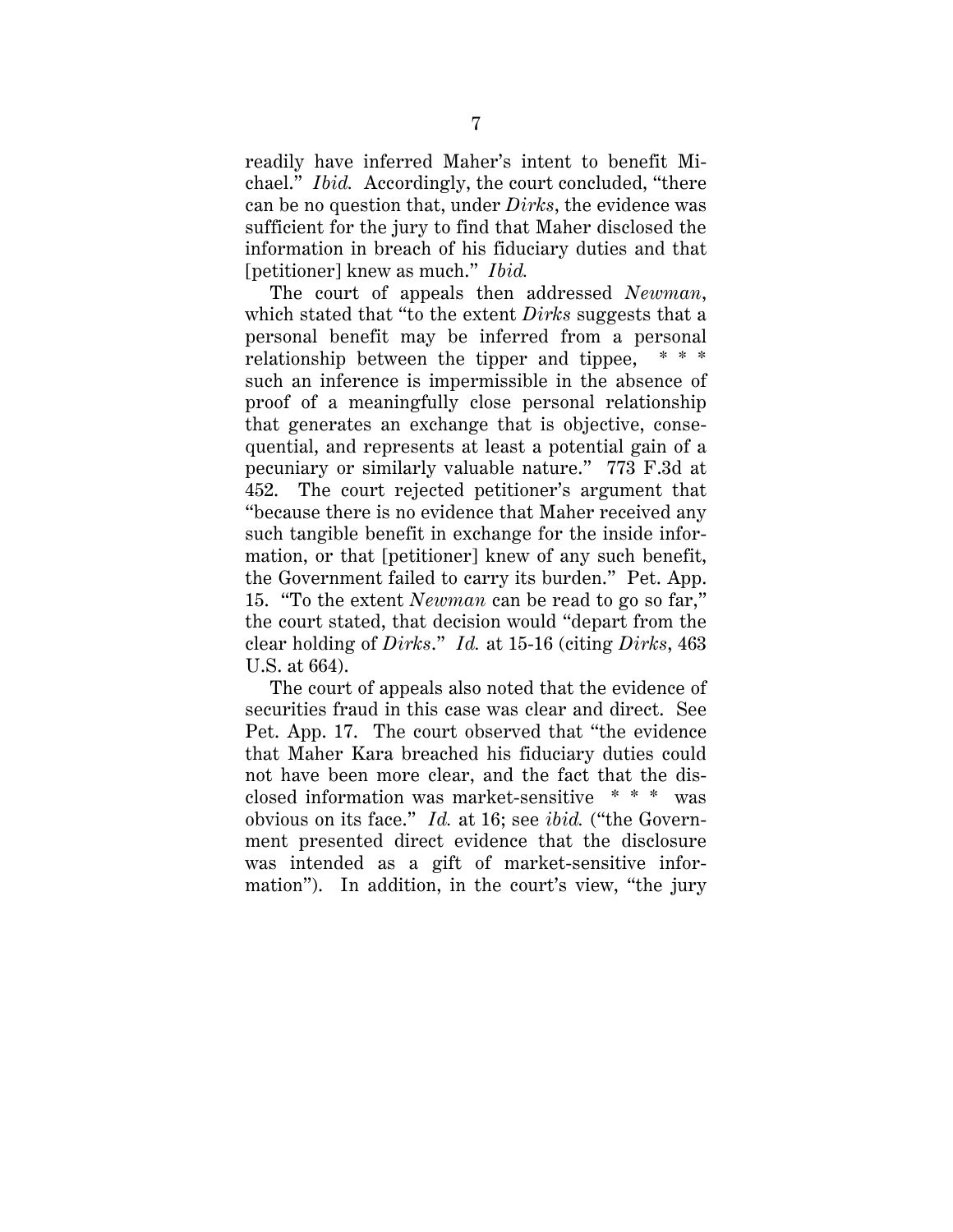readily have inferred Maher's intent to benefit Michael." *Ibid.* Accordingly, the court concluded, "there can be no question that, under *Dirks*, the evidence was sufficient for the jury to find that Maher disclosed the information in breach of his fiduciary duties and that [petitioner] knew as much." *Ibid.*

The court of appeals then addressed *Newman*, which stated that "to the extent *Dirks* suggests that a personal benefit may be inferred from a personal relationship between the tipper and tippee, * * * such an inference is impermissible in the absence of proof of a meaningfully close personal relationship that generates an exchange that is objective, consequential, and represents at least a potential gain of a pecuniary or similarly valuable nature." 773 F.3d at 452. The court rejected petitioner's argument that "because there is no evidence that Maher received any such tangible benefit in exchange for the inside information, or that [petitioner] knew of any such benefit, the Government failed to carry its burden." Pet. App. 15. "To the extent *Newman* can be read to go so far," the court stated, that decision would "depart from the clear holding of *Dirks*." *Id.* at 15-16 (citing *Dirks*, 463 U.S. at 664).

The court of appeals also noted that the evidence of securities fraud in this case was clear and direct. See Pet. App. 17. The court observed that "the evidence that Maher Kara breached his fiduciary duties could not have been more clear, and the fact that the disclosed information was market-sensitive * * * was obvious on its face." *Id.* at 16; see *ibid.* ("the Government presented direct evidence that the disclosure was intended as a gift of market-sensitive information"). In addition, in the court's view, "the jury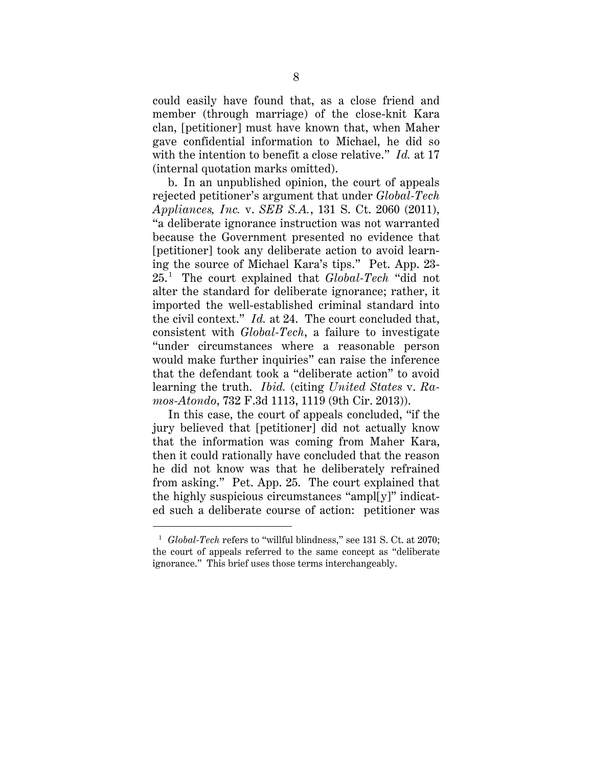could easily have found that, as a close friend and member (through marriage) of the close-knit Kara clan, [petitioner] must have known that, when Maher gave confidential information to Michael, he did so with the intention to benefit a close relative." *Id.* at 17 (internal quotation marks omitted).

b. In an unpublished opinion, the court of appeals rejected petitioner's argument that under *Global-Tech Appliances, Inc.* v. *SEB S.A.*, 131 S. Ct. 2060 (2011), "a deliberate ignorance instruction was not warranted because the Government presented no evidence that [petitioner] took any deliberate action to avoid learning the source of Michael Kara's tips." Pet. App. 23-25.[1] The court explained that *Global-Tech* "did not alter the standard for deliberate ignorance; rather, it imported the well-established criminal standard into the civil context." *Id.* at 24. The court concluded that, consistent with *Global-Tech*, a failure to investigate "under circumstances where a reasonable person would make further inquiries" can raise the inference that the defendant took a "deliberate action" to avoid learning the truth. *Ibid.* (citing *United States* v. *Ramos-Atondo*, 732 F.3d 1113, 1119 (9th Cir. 2013)).

In this case, the court of appeals concluded, "if the jury believed that [petitioner] did not actually know that the information was coming from Maher Kara, then it could rationally have concluded that the reason he did not know was that he deliberately refrained from asking." Pet. App. 25. The court explained that the highly suspicious circumstances "ampl[y]" indicated such a deliberate course of action: petitioner was

---

[1] *Global-Tech* refers to "willful blindness," see 131 S. Ct. at 2070; the court of appeals referred to the same concept as "deliberate ignorance." This brief uses those terms interchangeably.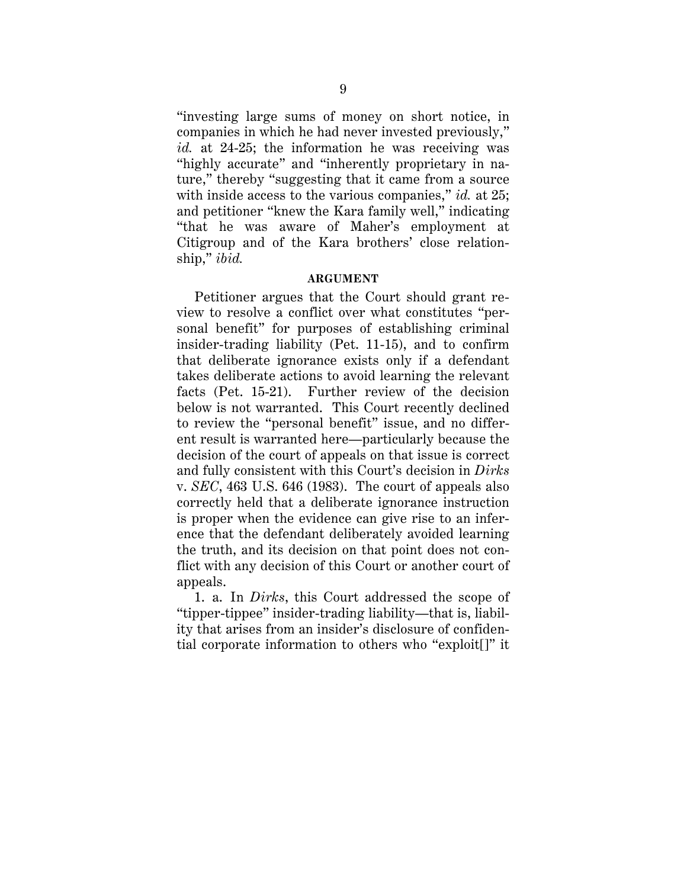"investing large sums of money on short notice, in companies in which he had never invested previously," *id.* at 24-25; the information he was receiving was "highly accurate" and "inherently proprietary in nature," thereby "suggesting that it came from a source with inside access to the various companies," *id.* at 25; and petitioner "knew the Kara family well," indicating "that he was aware of Maher's employment at Citigroup and of the Kara brothers' close relationship," *ibid.*

## ARGUMENT

Petitioner argues that the Court should grant review to resolve a conflict over what constitutes "personal benefit" for purposes of establishing criminal insider-trading liability (Pet. 11-15), and to confirm that deliberate ignorance exists only if a defendant takes deliberate actions to avoid learning the relevant facts (Pet. 15-21). Further review of the decision below is not warranted. This Court recently declined to review the "personal benefit" issue, and no different result is warranted here—particularly because the decision of the court of appeals on that issue is correct and fully consistent with this Court's decision in *Dirks* v. *SEC*, 463 U.S. 646 (1983). The court of appeals also correctly held that a deliberate ignorance instruction is proper when the evidence can give rise to an inference that the defendant deliberately avoided learning the truth, and its decision on that point does not conflict with any decision of this Court or another court of appeals.

1. a. In *Dirks*, this Court addressed the scope of "tipper-tippee" insider-trading liability—that is, liability that arises from an insider's disclosure of confidential corporate information to others who "exploit[]" it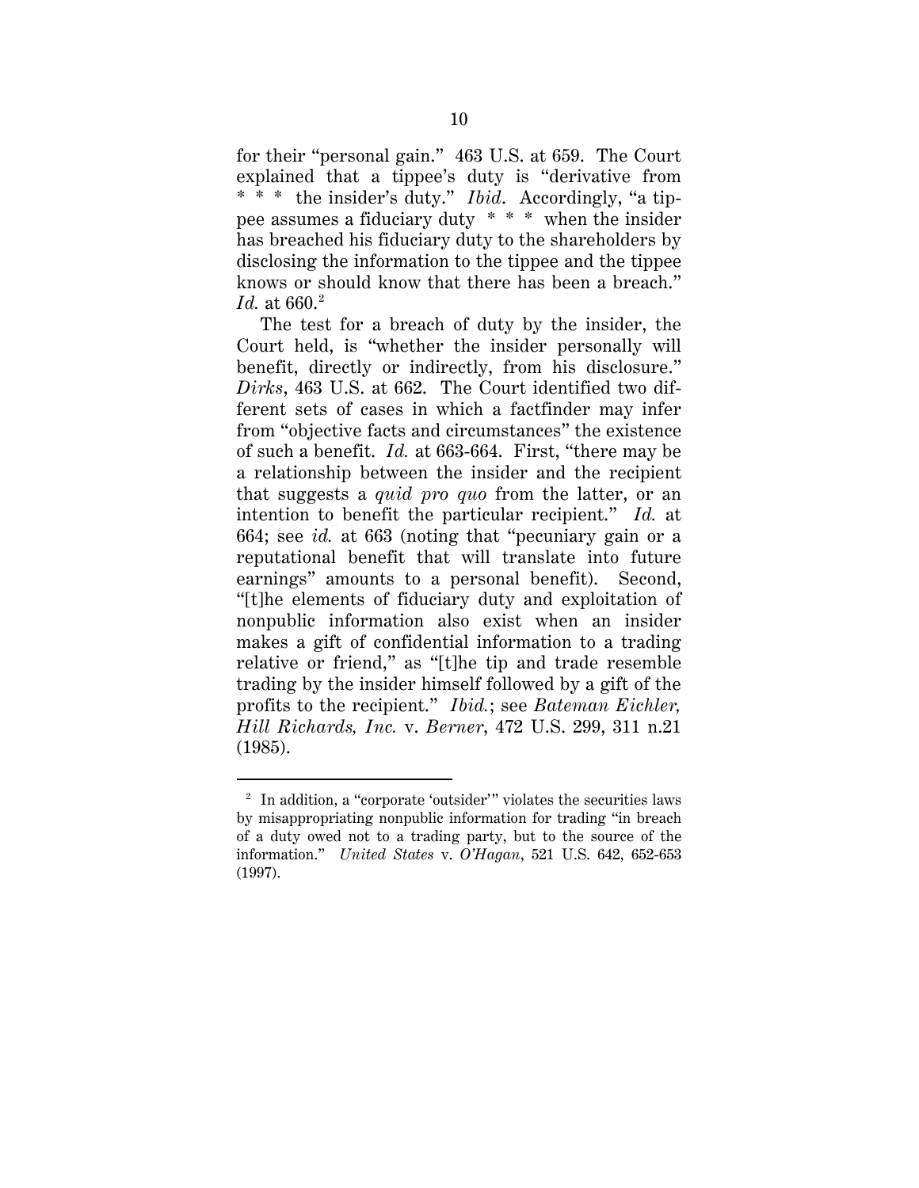for their "personal gain." 463 U.S. at 659. The Court explained that a tippee's duty is "derivative from * * * the insider's duty." *Ibid*. Accordingly, "a tippee assumes a fiduciary duty * * * when the insider has breached his fiduciary duty to the shareholders by disclosing the information to the tippee and the tippee knows or should know that there has been a breach." *Id.* at 660.[2]

The test for a breach of duty by the insider, the Court held, is "whether the insider personally will benefit, directly or indirectly, from his disclosure." *Dirks*, 463 U.S. at 662. The Court identified two different sets of cases in which a factfinder may infer from "objective facts and circumstances" the existence of such a benefit. *Id.* at 663-664. First, "there may be a relationship between the insider and the recipient that suggests a *quid pro quo* from the latter, or an intention to benefit the particular recipient." *Id.* at 664; see *id.* at 663 (noting that "pecuniary gain or a reputational benefit that will translate into future earnings" amounts to a personal benefit). Second, "[t]he elements of fiduciary duty and exploitation of nonpublic information also exist when an insider makes a gift of confidential information to a trading relative or friend," as "[t]he tip and trade resemble trading by the insider himself followed by a gift of the profits to the recipient." *Ibid.*; see *Bateman Eichler, Hill Richards, Inc.* v. *Berner*, 472 U.S. 299, 311 n.21 (1985).

---

[2] In addition, a "corporate 'outsider'" violates the securities laws by misappropriating nonpublic information for trading "in breach of a duty owed not to a trading party, but to the source of the information." *United States* v. *O'Hagan*, 521 U.S. 642, 652-653 (1997).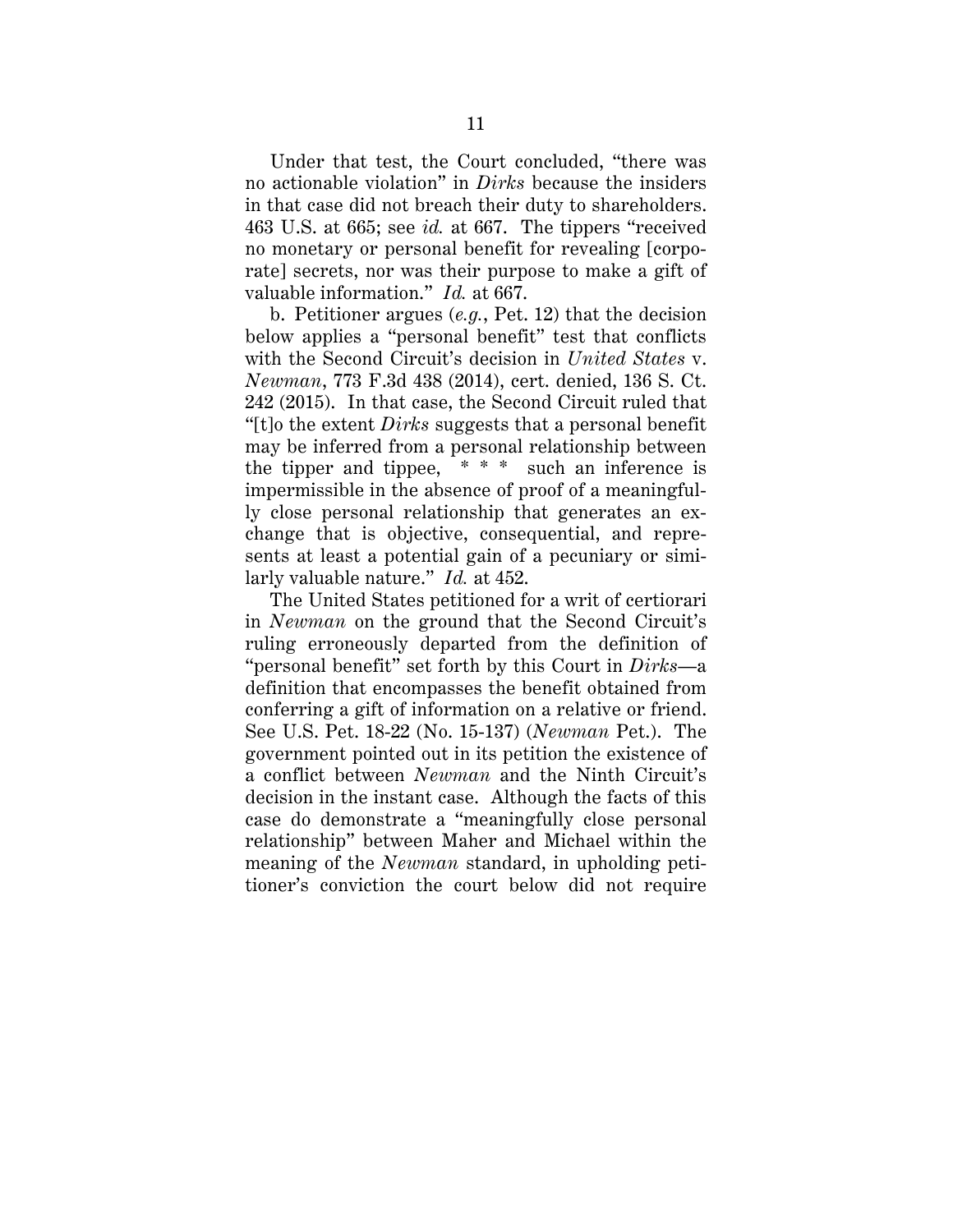Under that test, the Court concluded, "there was no actionable violation" in *Dirks* because the insiders in that case did not breach their duty to shareholders. 463 U.S. at 665; see *id.* at 667. The tippers "received no monetary or personal benefit for revealing [corporate] secrets, nor was their purpose to make a gift of valuable information." *Id.* at 667.

b. Petitioner argues (*e.g.*, Pet. 12) that the decision below applies a "personal benefit" test that conflicts with the Second Circuit's decision in *United States* v. *Newman*, 773 F.3d 438 (2014), cert. denied, 136 S. Ct. 242 (2015). In that case, the Second Circuit ruled that "[t]o the extent *Dirks* suggests that a personal benefit may be inferred from a personal relationship between the tipper and tippee, * * * such an inference is impermissible in the absence of proof of a meaningfully close personal relationship that generates an exchange that is objective, consequential, and represents at least a potential gain of a pecuniary or similarly valuable nature." *Id.* at 452.

The United States petitioned for a writ of certiorari in *Newman* on the ground that the Second Circuit's ruling erroneously departed from the definition of "personal benefit" set forth by this Court in *Dirks*—a definition that encompasses the benefit obtained from conferring a gift of information on a relative or friend. See U.S. Pet. 18-22 (No. 15-137) (*Newman* Pet.). The government pointed out in its petition the existence of a conflict between *Newman* and the Ninth Circuit's decision in the instant case. Although the facts of this case do demonstrate a "meaningfully close personal relationship" between Maher and Michael within the meaning of the *Newman* standard, in upholding petitioner's conviction the court below did not require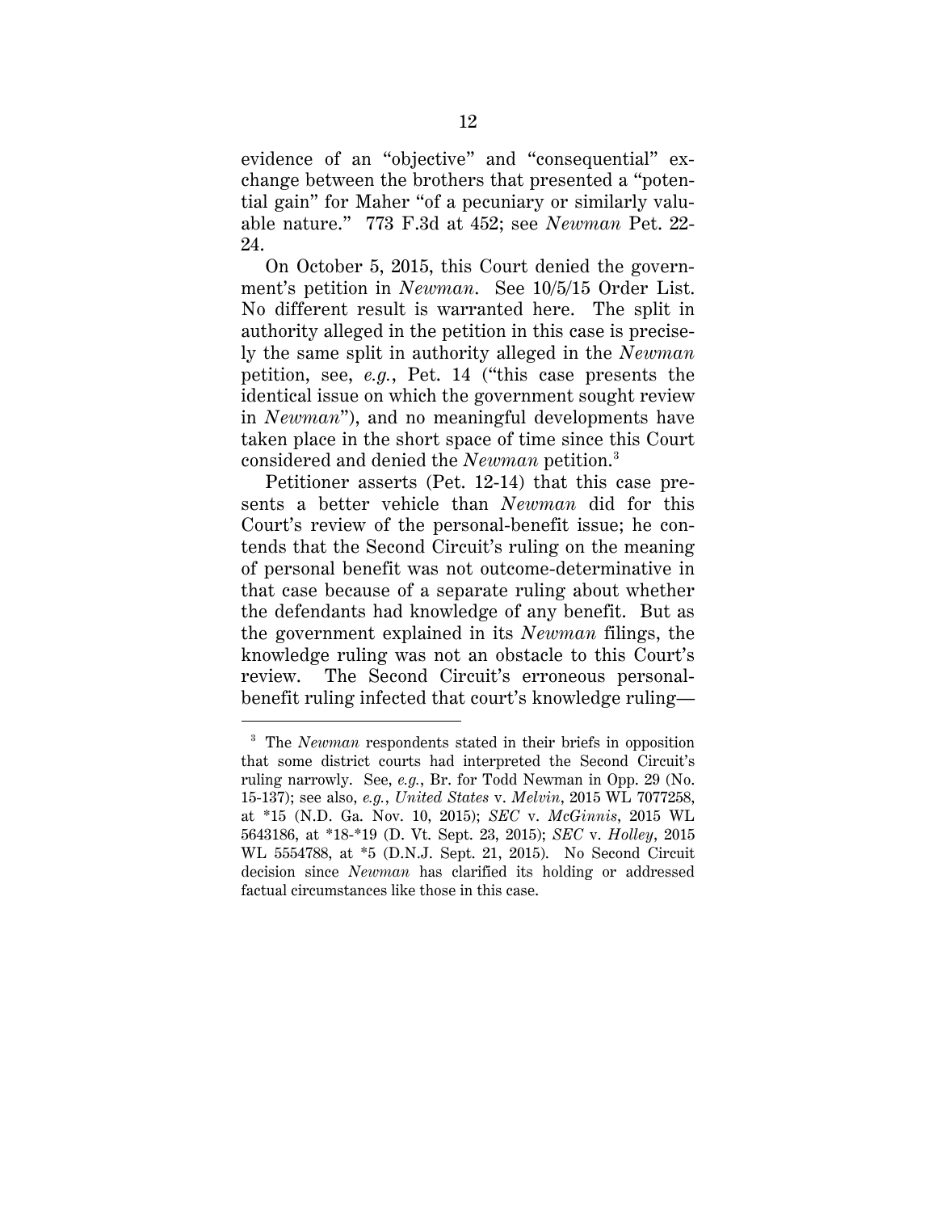evidence of an "objective" and "consequential" exchange between the brothers that presented a "potential gain" for Maher "of a pecuniary or similarly valuable nature." 773 F.3d at 452; see *Newman* Pet. 22-24.

On October 5, 2015, this Court denied the government's petition in *Newman*. See 10/5/15 Order List. No different result is warranted here. The split in authority alleged in the petition in this case is precisely the same split in authority alleged in the *Newman* petition, see, *e.g.*, Pet. 14 ("this case presents the identical issue on which the government sought review in *Newman*"), and no meaningful developments have taken place in the short space of time since this Court considered and denied the *Newman* petition.[3]

Petitioner asserts (Pet. 12-14) that this case presents a better vehicle than *Newman* did for this Court's review of the personal-benefit issue; he contends that the Second Circuit's ruling on the meaning of personal benefit was not outcome-determinative in that case because of a separate ruling about whether the defendants had knowledge of any benefit. But as the government explained in its *Newman* filings, the knowledge ruling was not an obstacle to this Court's review. The Second Circuit's erroneous personal-benefit ruling infected that court's knowledge ruling—

[3] The *Newman* respondents stated in their briefs in opposition that some district courts had interpreted the Second Circuit's ruling narrowly. See, *e.g.*, Br. for Todd Newman in Opp. 29 (No. 15-137); see also, *e.g.*, *United States* v. *Melvin*, 2015 WL 7077258, at *15 (N.D. Ga. Nov. 10, 2015); *SEC* v. *McGinnis*, 2015 WL 5643186, at *18-*19 (D. Vt. Sept. 23, 2015); *SEC* v. *Holley*, 2015 WL 5554788, at *5 (D.N.J. Sept. 21, 2015). No Second Circuit decision since *Newman* has clarified its holding or addressed factual circumstances like those in this case.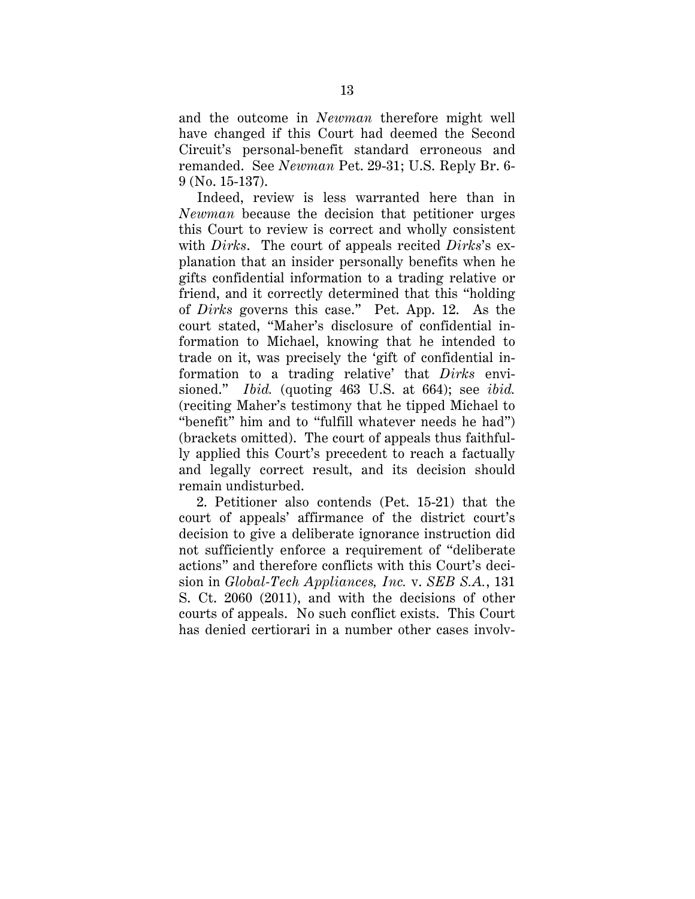and the outcome in *Newman* therefore might well have changed if this Court had deemed the Second Circuit's personal-benefit standard erroneous and remanded. See *Newman* Pet. 29-31; U.S. Reply Br. 6-9 (No. 15-137).

Indeed, review is less warranted here than in *Newman* because the decision that petitioner urges this Court to review is correct and wholly consistent with *Dirks*. The court of appeals recited *Dirks*'s explanation that an insider personally benefits when he gifts confidential information to a trading relative or friend, and it correctly determined that this "holding of *Dirks* governs this case." Pet. App. 12. As the court stated, "Maher's disclosure of confidential information to Michael, knowing that he intended to trade on it, was precisely the 'gift of confidential information to a trading relative' that *Dirks* envisioned." *Ibid.* (quoting 463 U.S. at 664); see *ibid.* (reciting Maher's testimony that he tipped Michael to "benefit" him and to "fulfill whatever needs he had") (brackets omitted). The court of appeals thus faithfully applied this Court's precedent to reach a factually and legally correct result, and its decision should remain undisturbed.

2. Petitioner also contends (Pet. 15-21) that the court of appeals' affirmance of the district court's decision to give a deliberate ignorance instruction did not sufficiently enforce a requirement of "deliberate actions" and therefore conflicts with this Court's decision in *Global-Tech Appliances, Inc.* v. *SEB S.A.*, 131 S. Ct. 2060 (2011), and with the decisions of other courts of appeals. No such conflict exists. This Court has denied certiorari in a number other cases involv-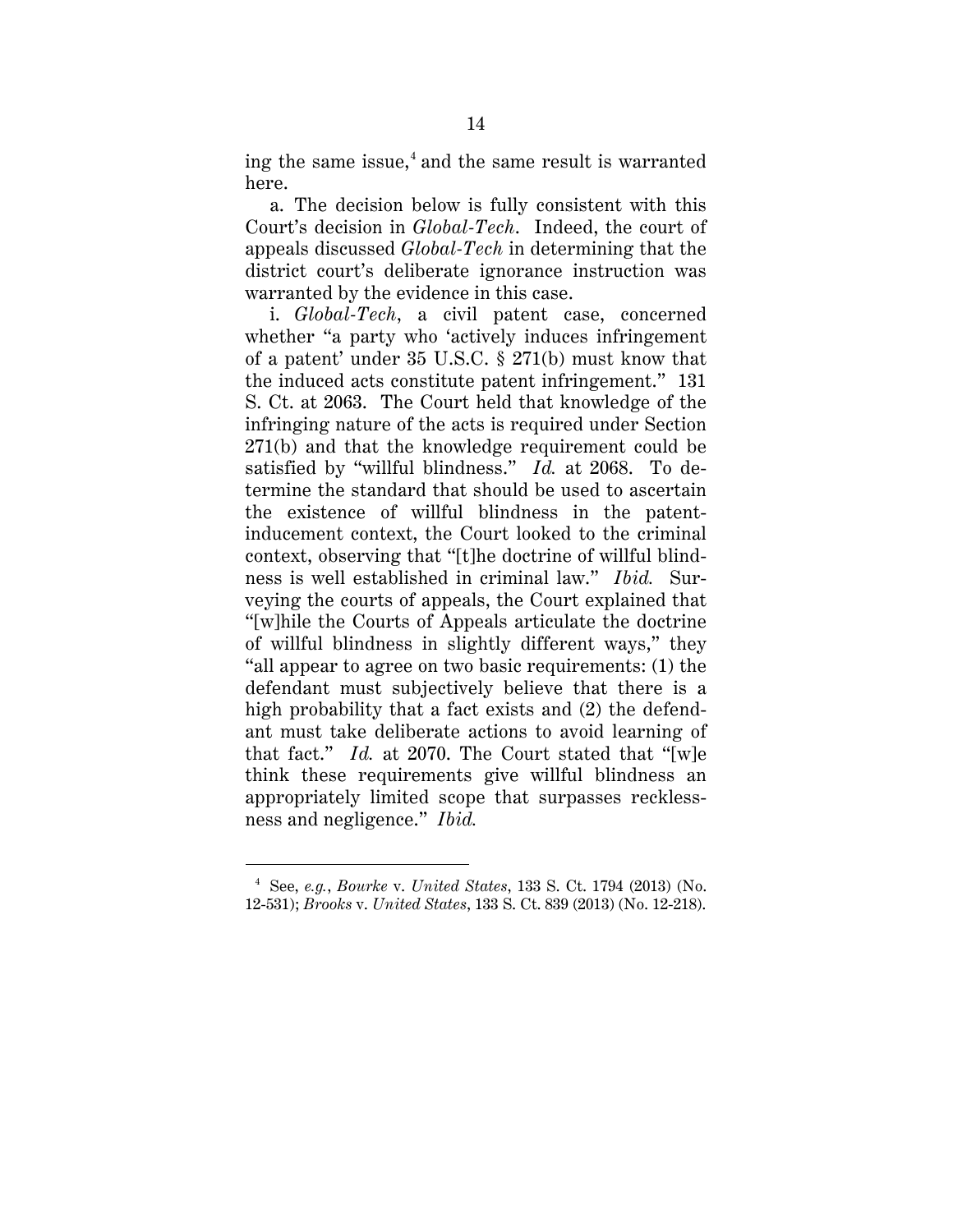ing the same issue,[4] and the same result is warranted here.

a. The decision below is fully consistent with this Court's decision in *Global-Tech*. Indeed, the court of appeals discussed *Global-Tech* in determining that the district court's deliberate ignorance instruction was warranted by the evidence in this case.

i. *Global-Tech*, a civil patent case, concerned whether "a party who 'actively induces infringement of a patent' under 35 U.S.C. § 271(b) must know that the induced acts constitute patent infringement." 131 S. Ct. at 2063. The Court held that knowledge of the infringing nature of the acts is required under Section 271(b) and that the knowledge requirement could be satisfied by "willful blindness." *Id.* at 2068. To determine the standard that should be used to ascertain the existence of willful blindness in the patent-inducement context, the Court looked to the criminal context, observing that "[t]he doctrine of willful blindness is well established in criminal law." *Ibid.* Surveying the courts of appeals, the Court explained that "[w]hile the Courts of Appeals articulate the doctrine of willful blindness in slightly different ways," they "all appear to agree on two basic requirements: (1) the defendant must subjectively believe that there is a high probability that a fact exists and (2) the defendant must take deliberate actions to avoid learning of that fact." *Id.* at 2070. The Court stated that "[w]e think these requirements give willful blindness an appropriately limited scope that surpasses recklessness and negligence." *Ibid.*

---

[4] See, *e.g.*, *Bourke* v. *United States*, 133 S. Ct. 1794 (2013) (No. 12-531); *Brooks* v. *United States*, 133 S. Ct. 839 (2013) (No. 12-218).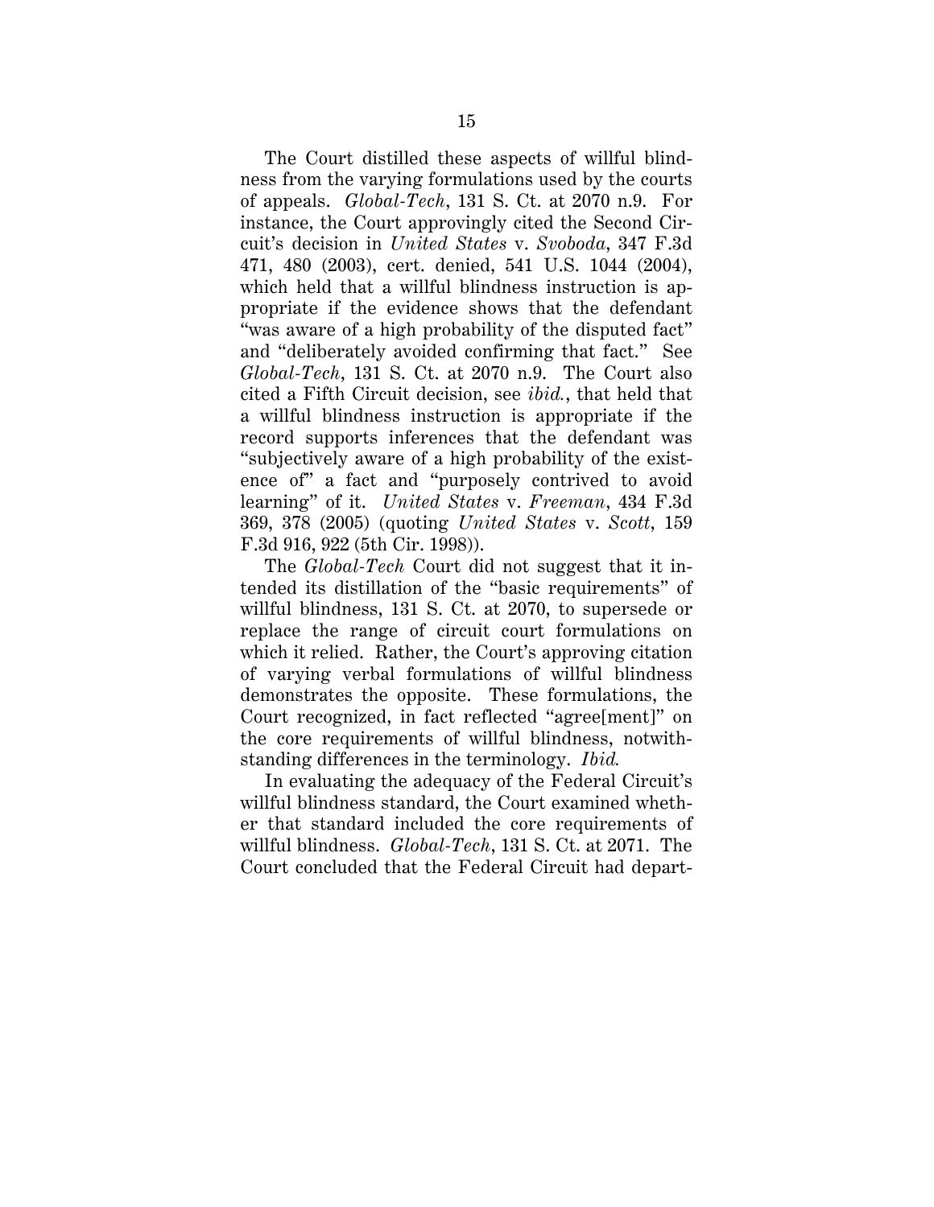The Court distilled these aspects of willful blindness from the varying formulations used by the courts of appeals. *Global-Tech*, 131 S. Ct. at 2070 n.9. For instance, the Court approvingly cited the Second Circuit's decision in *United States* v. *Svoboda*, 347 F.3d 471, 480 (2003), cert. denied, 541 U.S. 1044 (2004), which held that a willful blindness instruction is appropriate if the evidence shows that the defendant "was aware of a high probability of the disputed fact" and "deliberately avoided confirming that fact." See *Global-Tech*, 131 S. Ct. at 2070 n.9. The Court also cited a Fifth Circuit decision, see *ibid.*, that held that a willful blindness instruction is appropriate if the record supports inferences that the defendant was "subjectively aware of a high probability of the existence of" a fact and "purposely contrived to avoid learning" of it. *United States* v. *Freeman*, 434 F.3d 369, 378 (2005) (quoting *United States* v. *Scott*, 159 F.3d 916, 922 (5th Cir. 1998)).

The *Global-Tech* Court did not suggest that it intended its distillation of the "basic requirements" of willful blindness, 131 S. Ct. at 2070, to supersede or replace the range of circuit court formulations on which it relied. Rather, the Court's approving citation of varying verbal formulations of willful blindness demonstrates the opposite. These formulations, the Court recognized, in fact reflected "agree[ment]" on the core requirements of willful blindness, notwithstanding differences in the terminology. *Ibid.*

In evaluating the adequacy of the Federal Circuit's willful blindness standard, the Court examined whether that standard included the core requirements of willful blindness. *Global-Tech*, 131 S. Ct. at 2071. The Court concluded that the Federal Circuit had depart-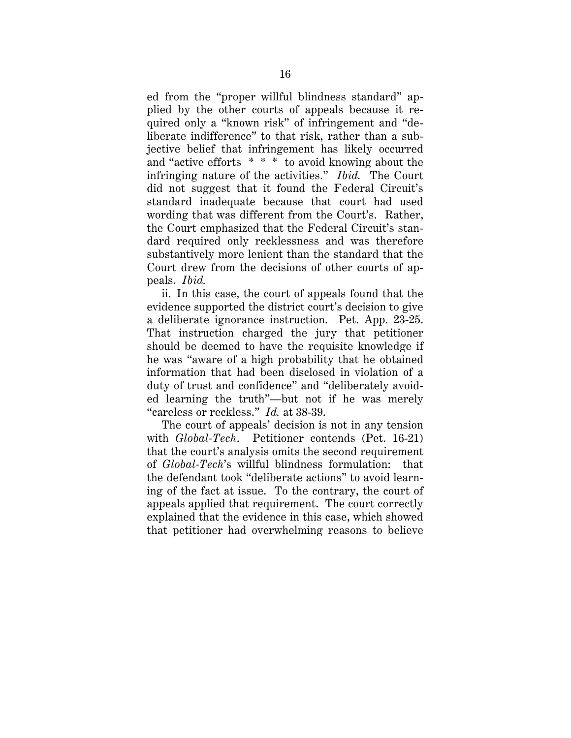ed from the "proper willful blindness standard" applied by the other courts of appeals because it required only a "known risk" of infringement and "deliberate indifference" to that risk, rather than a subjective belief that infringement has likely occurred and "active efforts * * * to avoid knowing about the infringing nature of the activities." *Ibid.* The Court did not suggest that it found the Federal Circuit's standard inadequate because that court had used wording that was different from the Court's. Rather, the Court emphasized that the Federal Circuit's standard required only recklessness and was therefore substantively more lenient than the standard that the Court drew from the decisions of other courts of appeals. *Ibid.*

ii. In this case, the court of appeals found that the evidence supported the district court's decision to give a deliberate ignorance instruction. Pet. App. 23-25. That instruction charged the jury that petitioner should be deemed to have the requisite knowledge if he was "aware of a high probability that he obtained information that had been disclosed in violation of a duty of trust and confidence" and "deliberately avoided learning the truth"—but not if he was merely "careless or reckless." *Id.* at 38-39.

The court of appeals' decision is not in any tension with *Global-Tech*. Petitioner contends (Pet. 16-21) that the court's analysis omits the second requirement of *Global-Tech*'s willful blindness formulation: that the defendant took "deliberate actions" to avoid learning of the fact at issue. To the contrary, the court of appeals applied that requirement. The court correctly explained that the evidence in this case, which showed that petitioner had overwhelming reasons to believe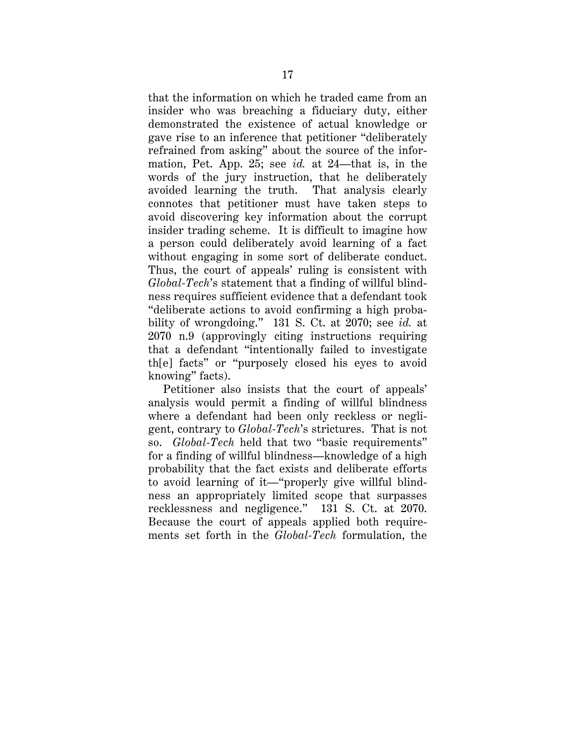that the information on which he traded came from an insider who was breaching a fiduciary duty, either demonstrated the existence of actual knowledge or gave rise to an inference that petitioner "deliberately refrained from asking" about the source of the information, Pet. App. 25; see *id.* at 24—that is, in the words of the jury instruction, that he deliberately avoided learning the truth. That analysis clearly connotes that petitioner must have taken steps to avoid discovering key information about the corrupt insider trading scheme. It is difficult to imagine how a person could deliberately avoid learning of a fact without engaging in some sort of deliberate conduct. Thus, the court of appeals' ruling is consistent with *Global-Tech*'s statement that a finding of willful blindness requires sufficient evidence that a defendant took "deliberate actions to avoid confirming a high probability of wrongdoing." 131 S. Ct. at 2070; see *id.* at 2070 n.9 (approvingly citing instructions requiring that a defendant "intentionally failed to investigate th[e] facts" or "purposely closed his eyes to avoid knowing" facts).

Petitioner also insists that the court of appeals' analysis would permit a finding of willful blindness where a defendant had been only reckless or negligent, contrary to *Global-Tech*'s strictures. That is not so. *Global-Tech* held that two "basic requirements" for a finding of willful blindness—knowledge of a high probability that the fact exists and deliberate efforts to avoid learning of it—"properly give willful blindness an appropriately limited scope that surpasses recklessness and negligence." 131 S. Ct. at 2070. Because the court of appeals applied both requirements set forth in the *Global-Tech* formulation, the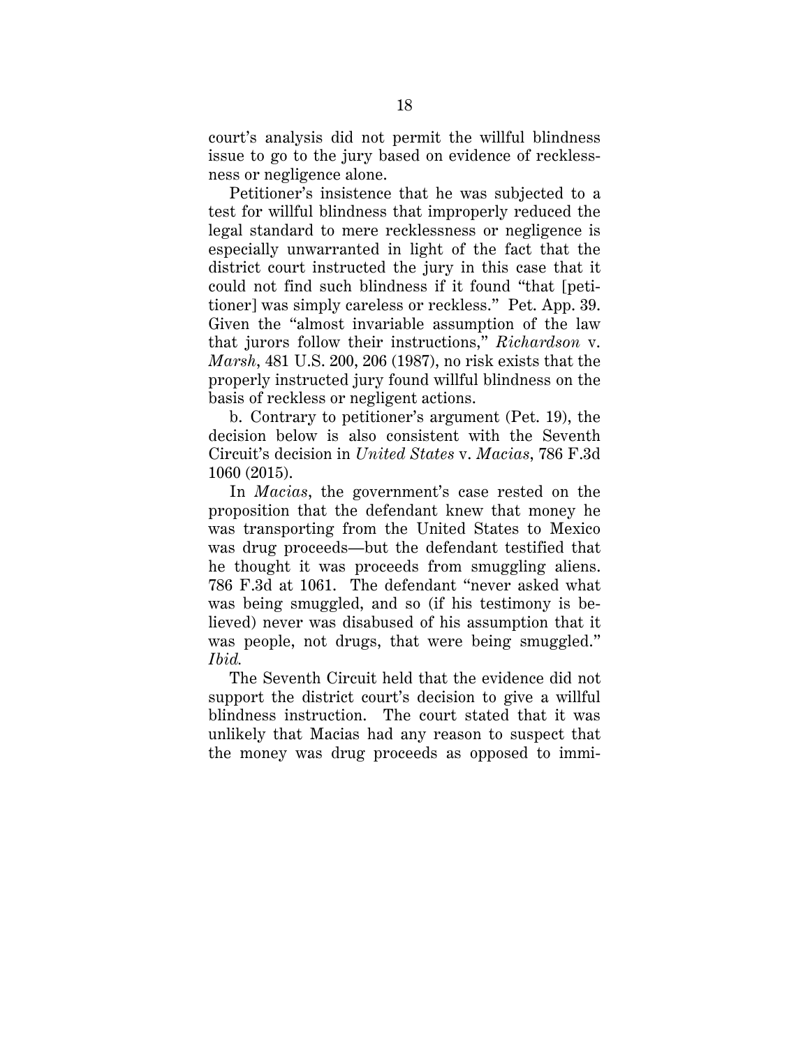court's analysis did not permit the willful blindness issue to go to the jury based on evidence of recklessness or negligence alone.

Petitioner's insistence that he was subjected to a test for willful blindness that improperly reduced the legal standard to mere recklessness or negligence is especially unwarranted in light of the fact that the district court instructed the jury in this case that it could not find such blindness if it found "that [petitioner] was simply careless or reckless." Pet. App. 39. Given the "almost invariable assumption of the law that jurors follow their instructions," *Richardson* v. *Marsh*, 481 U.S. 200, 206 (1987), no risk exists that the properly instructed jury found willful blindness on the basis of reckless or negligent actions.

b. Contrary to petitioner's argument (Pet. 19), the decision below is also consistent with the Seventh Circuit's decision in *United States* v. *Macias*, 786 F.3d 1060 (2015).

In *Macias*, the government's case rested on the proposition that the defendant knew that money he was transporting from the United States to Mexico was drug proceeds—but the defendant testified that he thought it was proceeds from smuggling aliens. 786 F.3d at 1061. The defendant "never asked what was being smuggled, and so (if his testimony is believed) never was disabused of his assumption that it was people, not drugs, that were being smuggled." *Ibid.*

The Seventh Circuit held that the evidence did not support the district court's decision to give a willful blindness instruction. The court stated that it was unlikely that Macias had any reason to suspect that the money was drug proceeds as opposed to immi-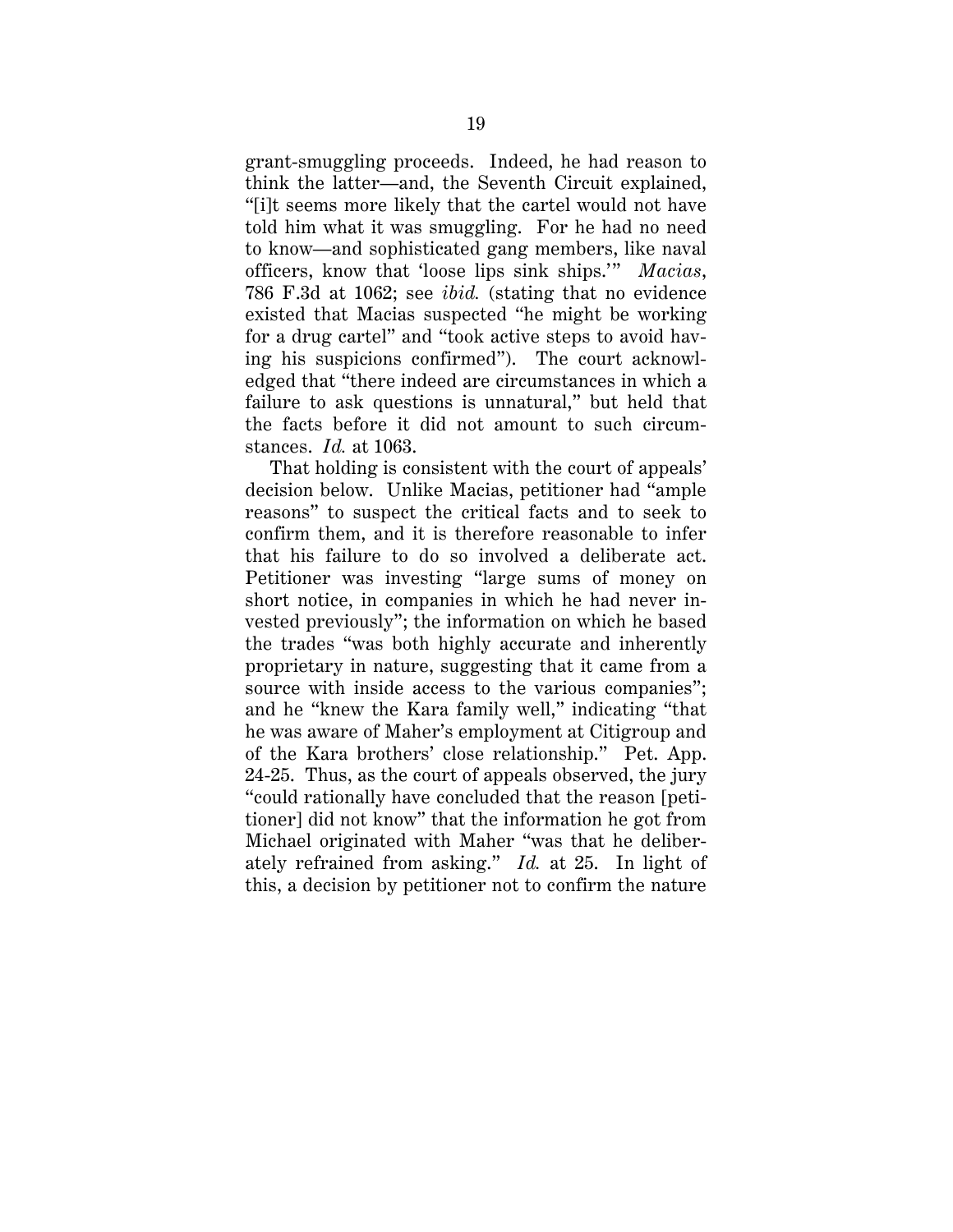grant-smuggling proceeds. Indeed, he had reason to think the latter—and, the Seventh Circuit explained, "[i]t seems more likely that the cartel would not have told him what it was smuggling. For he had no need to know—and sophisticated gang members, like naval officers, know that 'loose lips sink ships.'" *Macias*, 786 F.3d at 1062; see *ibid.* (stating that no evidence existed that Macias suspected "he might be working for a drug cartel" and "took active steps to avoid having his suspicions confirmed"). The court acknowledged that "there indeed are circumstances in which a failure to ask questions is unnatural," but held that the facts before it did not amount to such circumstances. *Id.* at 1063.

That holding is consistent with the court of appeals' decision below. Unlike Macias, petitioner had "ample reasons" to suspect the critical facts and to seek to confirm them, and it is therefore reasonable to infer that his failure to do so involved a deliberate act. Petitioner was investing "large sums of money on short notice, in companies in which he had never invested previously"; the information on which he based the trades "was both highly accurate and inherently proprietary in nature, suggesting that it came from a source with inside access to the various companies"; and he "knew the Kara family well," indicating "that he was aware of Maher's employment at Citigroup and of the Kara brothers' close relationship." Pet. App. 24-25. Thus, as the court of appeals observed, the jury "could rationally have concluded that the reason [petitioner] did not know" that the information he got from Michael originated with Maher "was that he deliberately refrained from asking." *Id.* at 25. In light of this, a decision by petitioner not to confirm the nature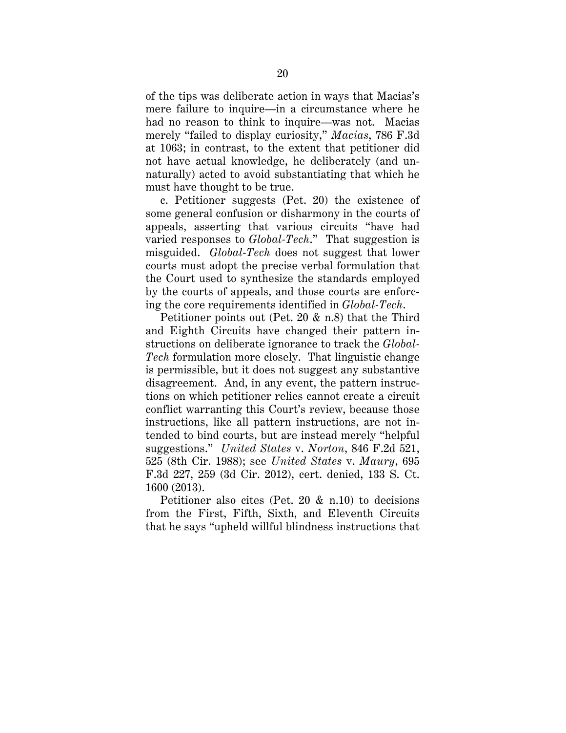of the tips was deliberate action in ways that Macias's mere failure to inquire—in a circumstance where he had no reason to think to inquire—was not. Macias merely "failed to display curiosity," *Macias*, 786 F.3d at 1063; in contrast, to the extent that petitioner did not have actual knowledge, he deliberately (and unnaturally) acted to avoid substantiating that which he must have thought to be true.

c. Petitioner suggests (Pet. 20) the existence of some general confusion or disharmony in the courts of appeals, asserting that various circuits "have had varied responses to *Global-Tech*." That suggestion is misguided. *Global-Tech* does not suggest that lower courts must adopt the precise verbal formulation that the Court used to synthesize the standards employed by the courts of appeals, and those courts are enforcing the core requirements identified in *Global-Tech*.

Petitioner points out (Pet. 20 & n.8) that the Third and Eighth Circuits have changed their pattern instructions on deliberate ignorance to track the *Global-Tech* formulation more closely. That linguistic change is permissible, but it does not suggest any substantive disagreement. And, in any event, the pattern instructions on which petitioner relies cannot create a circuit conflict warranting this Court's review, because those instructions, like all pattern instructions, are not intended to bind courts, but are instead merely "helpful suggestions." *United States* v. *Norton*, 846 F.2d 521, 525 (8th Cir. 1988); see *United States* v. *Maury*, 695 F.3d 227, 259 (3d Cir. 2012), cert. denied, 133 S. Ct. 1600 (2013).

Petitioner also cites (Pet. 20 & n.10) to decisions from the First, Fifth, Sixth, and Eleventh Circuits that he says "upheld willful blindness instructions that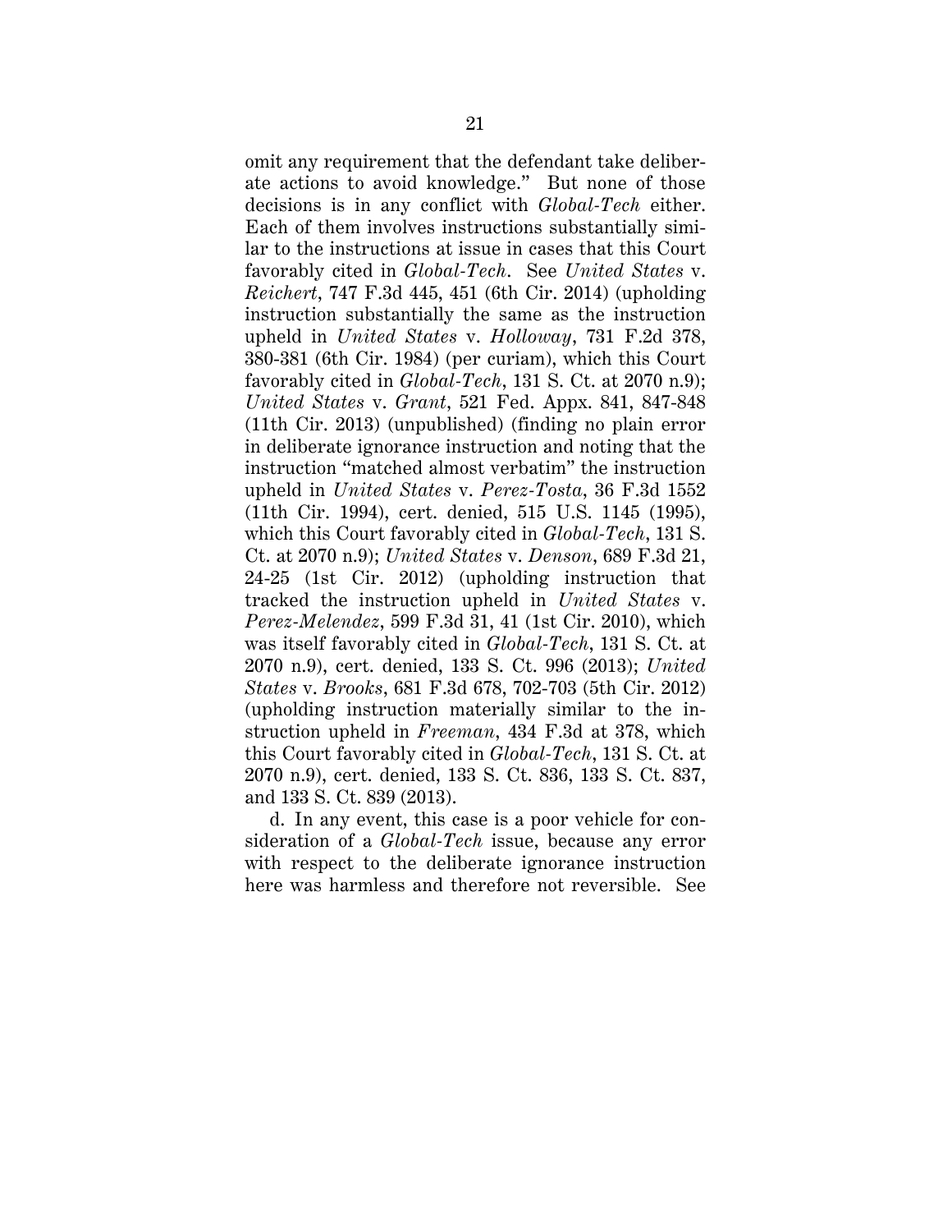omit any requirement that the defendant take deliberate actions to avoid knowledge." But none of those decisions is in any conflict with *Global-Tech* either. Each of them involves instructions substantially similar to the instructions at issue in cases that this Court favorably cited in *Global-Tech*. See *United States* v. *Reichert*, 747 F.3d 445, 451 (6th Cir. 2014) (upholding instruction substantially the same as the instruction upheld in *United States* v. *Holloway*, 731 F.2d 378, 380-381 (6th Cir. 1984) (per curiam), which this Court favorably cited in *Global-Tech*, 131 S. Ct. at 2070 n.9); *United States* v. *Grant*, 521 Fed. Appx. 841, 847-848 (11th Cir. 2013) (unpublished) (finding no plain error in deliberate ignorance instruction and noting that the instruction "matched almost verbatim" the instruction upheld in *United States* v. *Perez-Tosta*, 36 F.3d 1552 (11th Cir. 1994), cert. denied, 515 U.S. 1145 (1995), which this Court favorably cited in *Global-Tech*, 131 S. Ct. at 2070 n.9); *United States* v. *Denson*, 689 F.3d 21, 24-25 (1st Cir. 2012) (upholding instruction that tracked the instruction upheld in *United States* v. *Perez-Melendez*, 599 F.3d 31, 41 (1st Cir. 2010), which was itself favorably cited in *Global-Tech*, 131 S. Ct. at 2070 n.9), cert. denied, 133 S. Ct. 996 (2013); *United States* v. *Brooks*, 681 F.3d 678, 702-703 (5th Cir. 2012) (upholding instruction materially similar to the instruction upheld in *Freeman*, 434 F.3d at 378, which this Court favorably cited in *Global-Tech*, 131 S. Ct. at 2070 n.9), cert. denied, 133 S. Ct. 836, 133 S. Ct. 837, and 133 S. Ct. 839 (2013).

d. In any event, this case is a poor vehicle for consideration of a *Global-Tech* issue, because any error with respect to the deliberate ignorance instruction here was harmless and therefore not reversible. See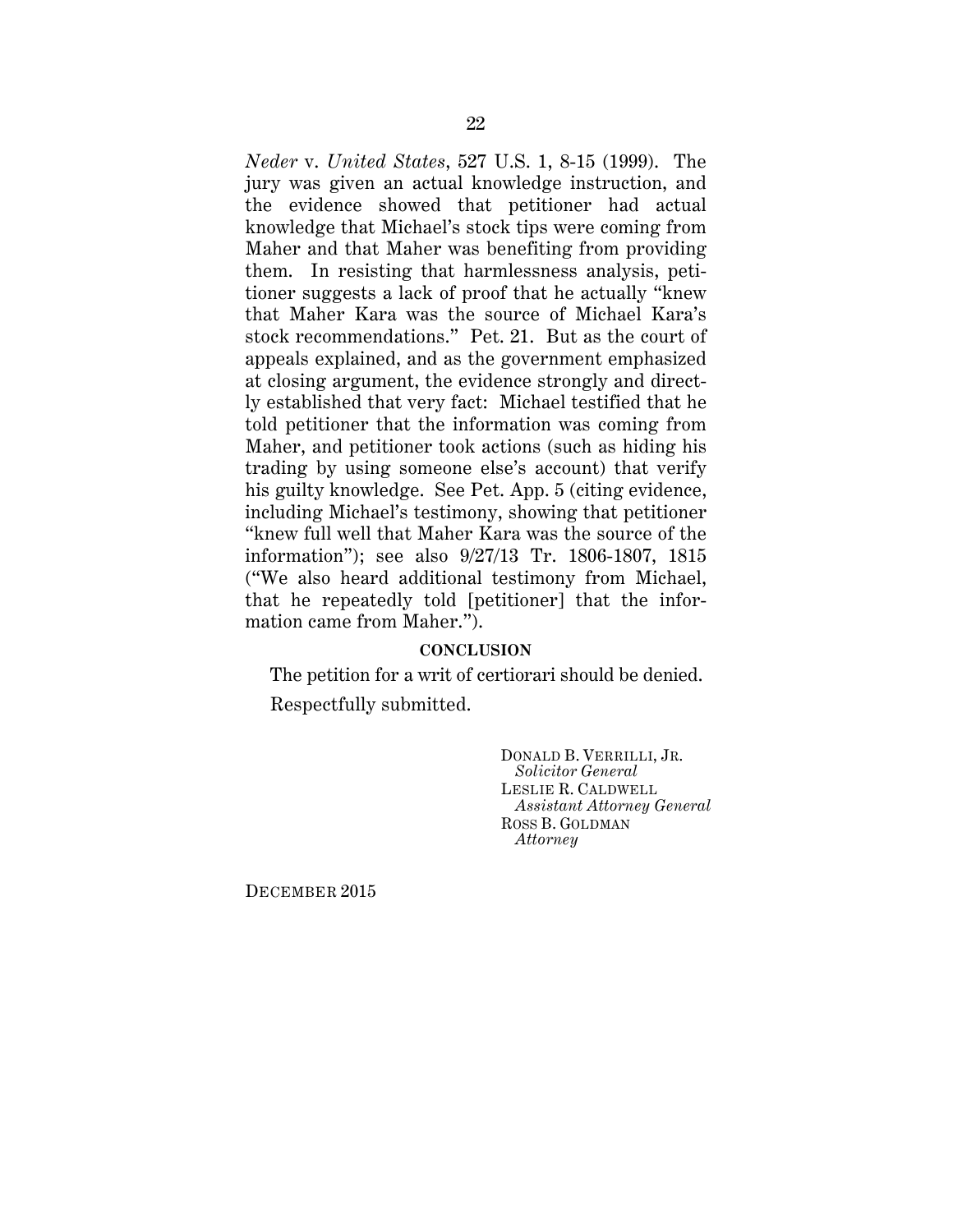*Neder* v. *United States*, 527 U.S. 1, 8-15 (1999). The jury was given an actual knowledge instruction, and the evidence showed that petitioner had actual knowledge that Michael's stock tips were coming from Maher and that Maher was benefiting from providing them. In resisting that harmlessness analysis, petitioner suggests a lack of proof that he actually "knew that Maher Kara was the source of Michael Kara's stock recommendations." Pet. 21. But as the court of appeals explained, and as the government emphasized at closing argument, the evidence strongly and directly established that very fact: Michael testified that he told petitioner that the information was coming from Maher, and petitioner took actions (such as hiding his trading by using someone else's account) that verify his guilty knowledge. See Pet. App. 5 (citing evidence, including Michael's testimony, showing that petitioner "knew full well that Maher Kara was the source of the information"); see also 9/27/13 Tr. 1806-1807, 1815 ("We also heard additional testimony from Michael, that he repeatedly told [petitioner] that the information came from Maher.").

## CONCLUSION

The petition for a writ of certiorari should be denied.

Respectfully submitted.

DONALD B. VERRILLI, JR.
*Solicitor General*
LESLIE R. CALDWELL
*Assistant Attorney General*
ROSS B. GOLDMAN
*Attorney*

DECEMBER 2015